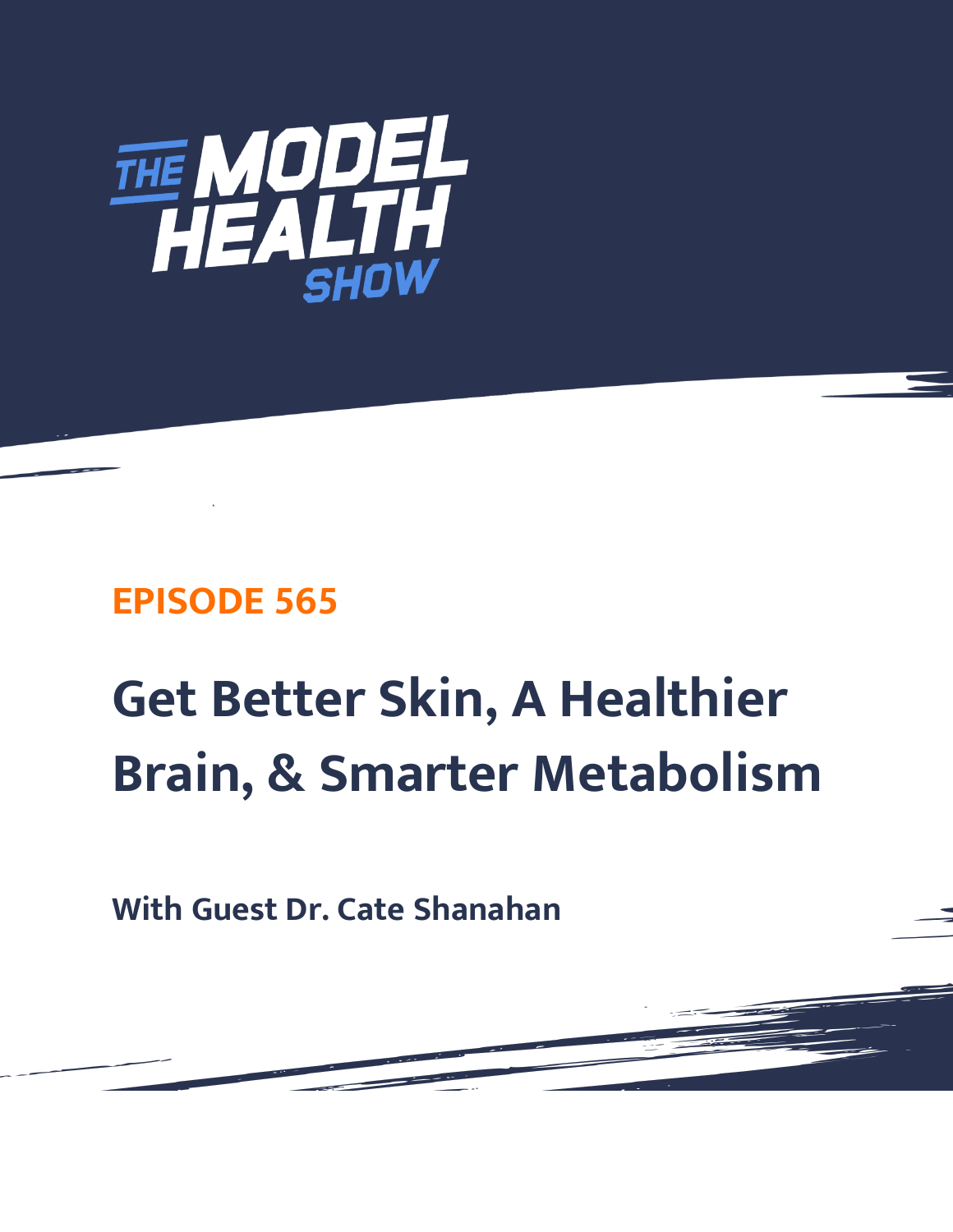# THE MODEL HEALTH SHOW

## EPISODE 565

# Get Better Skin, A Healthier Brain, & Smarter Metabolism

**With Guest Dr. Cate Shanahan**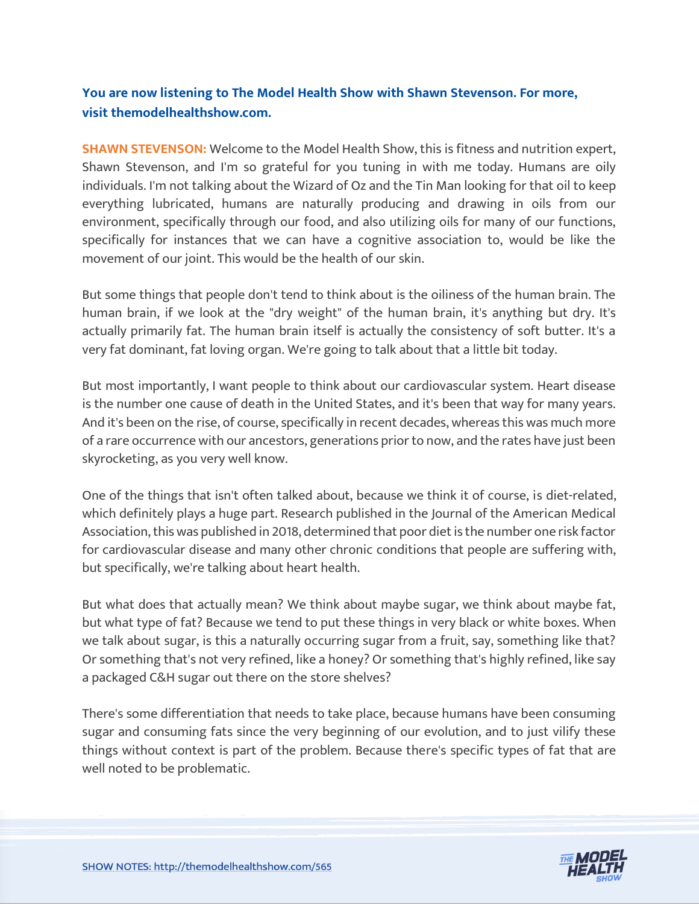**You are now listening to The Model Health Show with Shawn Stevenson. For more, visit themodelhealthshow.com.**

**SHAWN STEVENSON:** Welcome to the Model Health Show, this is fitness and nutrition expert, Shawn Stevenson, and I'm so grateful for you tuning in with me today. Humans are oily individuals. I'm not talking about the Wizard of Oz and the Tin Man looking for that oil to keep everything lubricated, humans are naturally producing and drawing in oils from our environment, specifically through our food, and also utilizing oils for many of our functions, specifically for instances that we can have a cognitive association to, would be like the movement of our joint. This would be the health of our skin.

But some things that people don't tend to think about is the oiliness of the human brain. The human brain, if we look at the "dry weight" of the human brain, it's anything but dry. It's actually primarily fat. The human brain itself is actually the consistency of soft butter. It's a very fat dominant, fat loving organ. We're going to talk about that a little bit today.

But most importantly, I want people to think about our cardiovascular system. Heart disease is the number one cause of death in the United States, and it's been that way for many years. And it's been on the rise, of course, specifically in recent decades, whereas this was much more of a rare occurrence with our ancestors, generations prior to now, and the rates have just been skyrocketing, as you very well know.

One of the things that isn't often talked about, because we think it of course, is diet-related, which definitely plays a huge part. Research published in the Journal of the American Medical Association, this was published in 2018, determined that poor diet is the number one risk factor for cardiovascular disease and many other chronic conditions that people are suffering with, but specifically, we're talking about heart health.

But what does that actually mean? We think about maybe sugar, we think about maybe fat, but what type of fat? Because we tend to put these things in very black or white boxes. When we talk about sugar, is this a naturally occurring sugar from a fruit, say, something like that? Or something that's not very refined, like a honey? Or something that's highly refined, like say a packaged C&H sugar out there on the store shelves?

There's some differentiation that needs to take place, because humans have been consuming sugar and consuming fats since the very beginning of our evolution, and to just vilify these things without context is part of the problem. Because there's specific types of fat that are well noted to be problematic.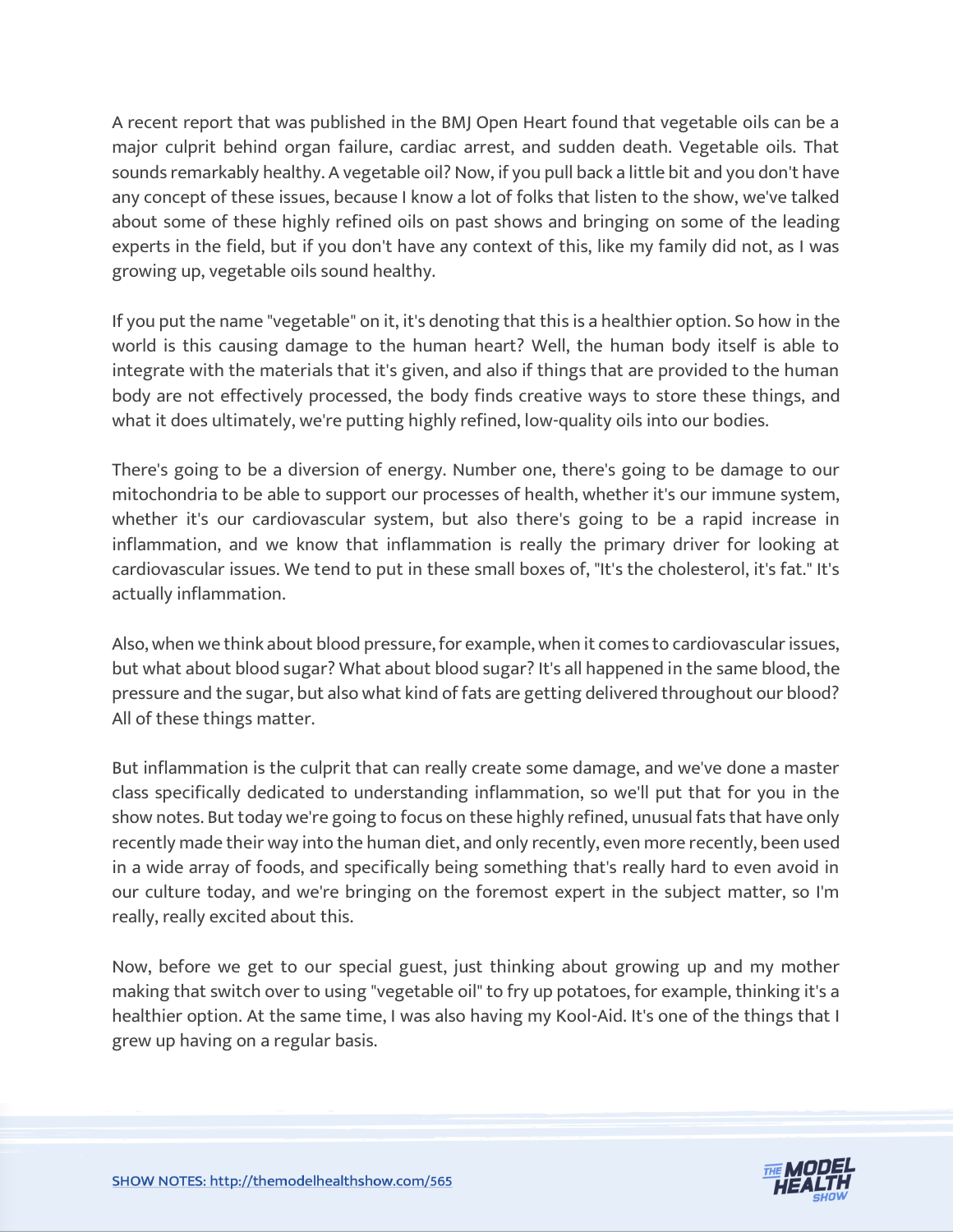A recent report that was published in the BMJ Open Heart found that vegetable oils can be a major culprit behind organ failure, cardiac arrest, and sudden death. Vegetable oils. That sounds remarkably healthy. A vegetable oil? Now, if you pull back a little bit and you don't have any concept of these issues, because I know a lot of folks that listen to the show, we've talked about some of these highly refined oils on past shows and bringing on some of the leading experts in the field, but if you don't have any context of this, like my family did not, as I was growing up, vegetable oils sound healthy.

If you put the name "vegetable" on it, it's denoting that this is a healthier option. So how in the world is this causing damage to the human heart? Well, the human body itself is able to integrate with the materials that it's given, and also if things that are provided to the human body are not effectively processed, the body finds creative ways to store these things, and what it does ultimately, we're putting highly refined, low-quality oils into our bodies.

There's going to be a diversion of energy. Number one, there's going to be damage to our mitochondria to be able to support our processes of health, whether it's our immune system, whether it's our cardiovascular system, but also there's going to be a rapid increase in inflammation, and we know that inflammation is really the primary driver for looking at cardiovascular issues. We tend to put in these small boxes of, "It's the cholesterol, it's fat." It's actually inflammation.

Also, when we think about blood pressure, for example, when it comes to cardiovascular issues, but what about blood sugar? What about blood sugar? It's all happened in the same blood, the pressure and the sugar, but also what kind of fats are getting delivered throughout our blood? All of these things matter.

But inflammation is the culprit that can really create some damage, and we've done a master class specifically dedicated to understanding inflammation, so we'll put that for you in the show notes. But today we're going to focus on these highly refined, unusual fats that have only recently made their way into the human diet, and only recently, even more recently, been used in a wide array of foods, and specifically being something that's really hard to even avoid in our culture today, and we're bringing on the foremost expert in the subject matter, so I'm really, really excited about this.

Now, before we get to our special guest, just thinking about growing up and my mother making that switch over to using "vegetable oil" to fry up potatoes, for example, thinking it's a healthier option. At the same time, I was also having my Kool-Aid. It's one of the things that I grew up having on a regular basis.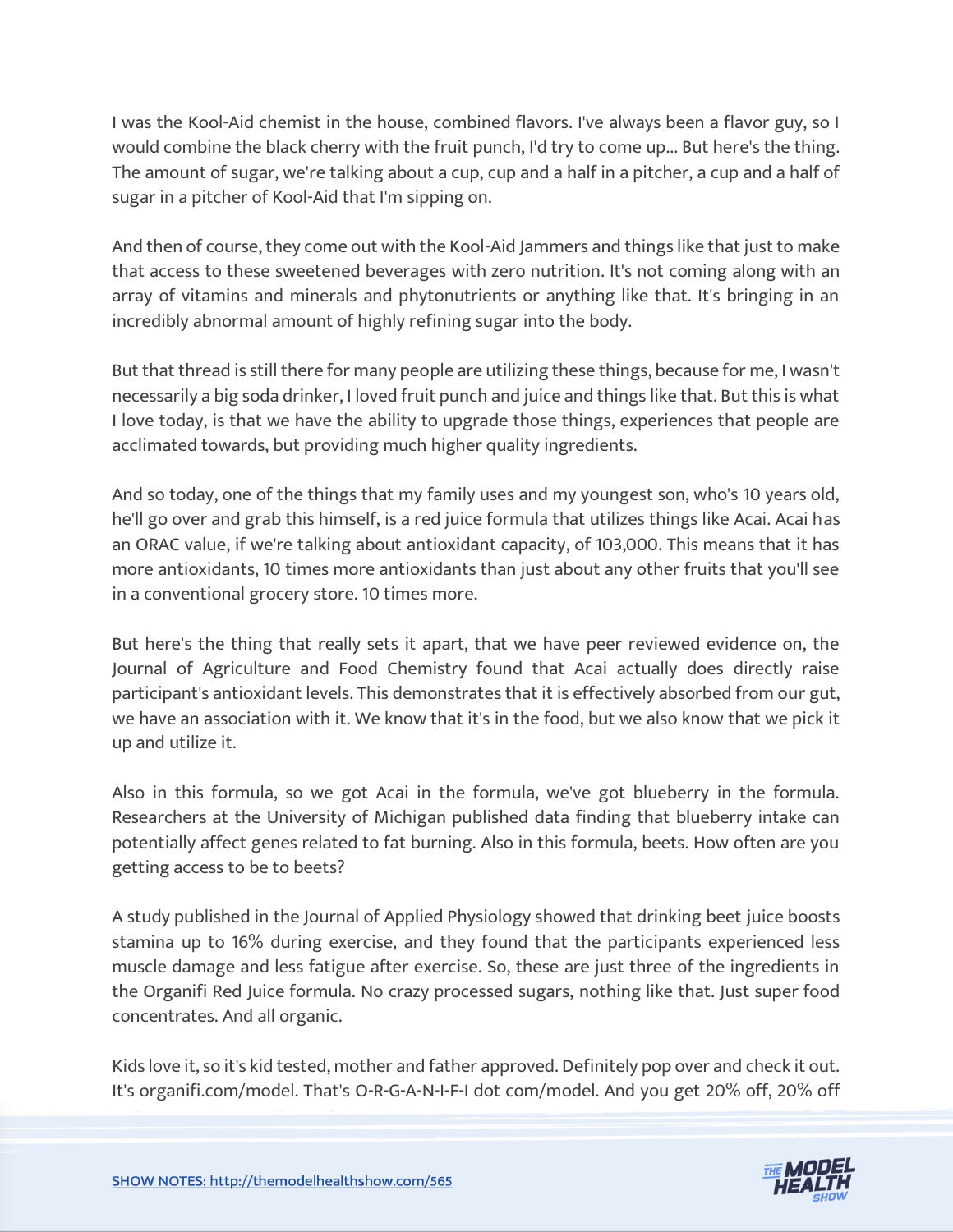I was the Kool-Aid chemist in the house, combined flavors. I've always been a flavor guy, so I would combine the black cherry with the fruit punch, I'd try to come up... But here's the thing. The amount of sugar, we're talking about a cup, cup and a half in a pitcher, a cup and a half of sugar in a pitcher of Kool-Aid that I'm sipping on.

And then of course, they come out with the Kool-Aid Jammers and things like that just to make that access to these sweetened beverages with zero nutrition. It's not coming along with an array of vitamins and minerals and phytonutrients or anything like that. It's bringing in an incredibly abnormal amount of highly refining sugar into the body.

But that thread is still there for many people are utilizing these things, because for me, I wasn't necessarily a big soda drinker, I loved fruit punch and juice and things like that. But this is what I love today, is that we have the ability to upgrade those things, experiences that people are acclimated towards, but providing much higher quality ingredients.

And so today, one of the things that my family uses and my youngest son, who's 10 years old, he'll go over and grab this himself, is a red juice formula that utilizes things like Acai. Acai has an ORAC value, if we're talking about antioxidant capacity, of 103,000. This means that it has more antioxidants, 10 times more antioxidants than just about any other fruits that you'll see in a conventional grocery store. 10 times more.

But here's the thing that really sets it apart, that we have peer reviewed evidence on, the Journal of Agriculture and Food Chemistry found that Acai actually does directly raise participant's antioxidant levels. This demonstrates that it is effectively absorbed from our gut, we have an association with it. We know that it's in the food, but we also know that we pick it up and utilize it.

Also in this formula, so we got Acai in the formula, we've got blueberry in the formula. Researchers at the University of Michigan published data finding that blueberry intake can potentially affect genes related to fat burning. Also in this formula, beets. How often are you getting access to be to beets?

A study published in the Journal of Applied Physiology showed that drinking beet juice boosts stamina up to 16% during exercise, and they found that the participants experienced less muscle damage and less fatigue after exercise. So, these are just three of the ingredients in the Organifi Red Juice formula. No crazy processed sugars, nothing like that. Just super food concentrates. And all organic.

Kids love it, so it's kid tested, mother and father approved. Definitely pop over and check it out. It's organifi.com/model. That's O-R-G-A-N-I-F-I dot com/model. And you get 20% off, 20% off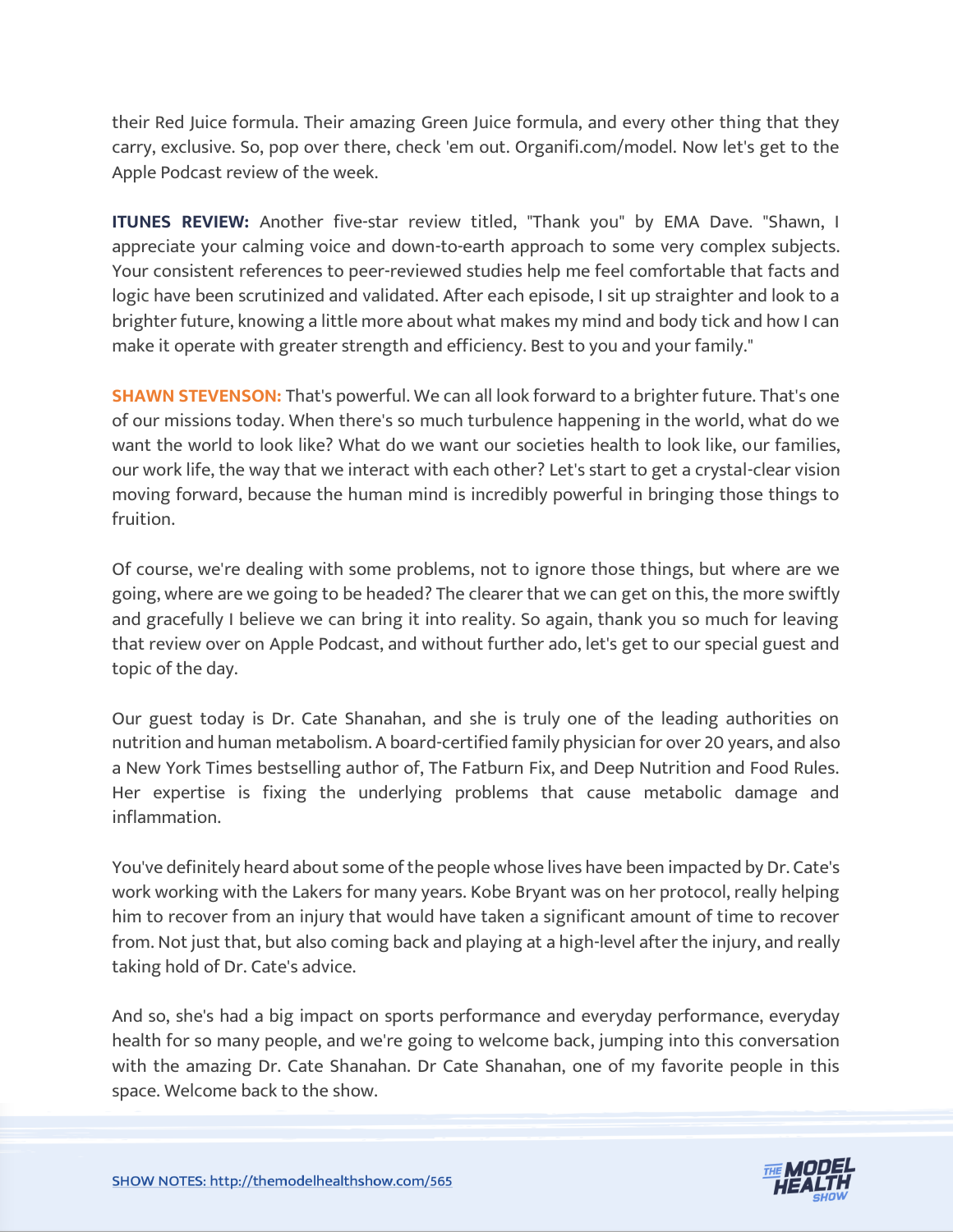their Red Juice formula. Their amazing Green Juice formula, and every other thing that they carry, exclusive. So, pop over there, check 'em out. Organifi.com/model. Now let's get to the Apple Podcast review of the week.

**ITUNES REVIEW:** Another five-star review titled, "Thank you" by EMA Dave. "Shawn, I appreciate your calming voice and down-to-earth approach to some very complex subjects. Your consistent references to peer-reviewed studies help me feel comfortable that facts and logic have been scrutinized and validated. After each episode, I sit up straighter and look to a brighter future, knowing a little more about what makes my mind and body tick and how I can make it operate with greater strength and efficiency. Best to you and your family."

**SHAWN STEVENSON:** That's powerful. We can all look forward to a brighter future. That's one of our missions today. When there's so much turbulence happening in the world, what do we want the world to look like? What do we want our societies health to look like, our families, our work life, the way that we interact with each other? Let's start to get a crystal-clear vision moving forward, because the human mind is incredibly powerful in bringing those things to fruition.

Of course, we're dealing with some problems, not to ignore those things, but where are we going, where are we going to be headed? The clearer that we can get on this, the more swiftly and gracefully I believe we can bring it into reality. So again, thank you so much for leaving that review over on Apple Podcast, and without further ado, let's get to our special guest and topic of the day.

Our guest today is Dr. Cate Shanahan, and she is truly one of the leading authorities on nutrition and human metabolism. A board-certified family physician for over 20 years, and also a New York Times bestselling author of, The Fatburn Fix, and Deep Nutrition and Food Rules. Her expertise is fixing the underlying problems that cause metabolic damage and inflammation.

You've definitely heard about some of the people whose lives have been impacted by Dr. Cate's work working with the Lakers for many years. Kobe Bryant was on her protocol, really helping him to recover from an injury that would have taken a significant amount of time to recover from. Not just that, but also coming back and playing at a high-level after the injury, and really taking hold of Dr. Cate's advice.

And so, she's had a big impact on sports performance and everyday performance, everyday health for so many people, and we're going to welcome back, jumping into this conversation with the amazing Dr. Cate Shanahan. Dr Cate Shanahan, one of my favorite people in this space. Welcome back to the show.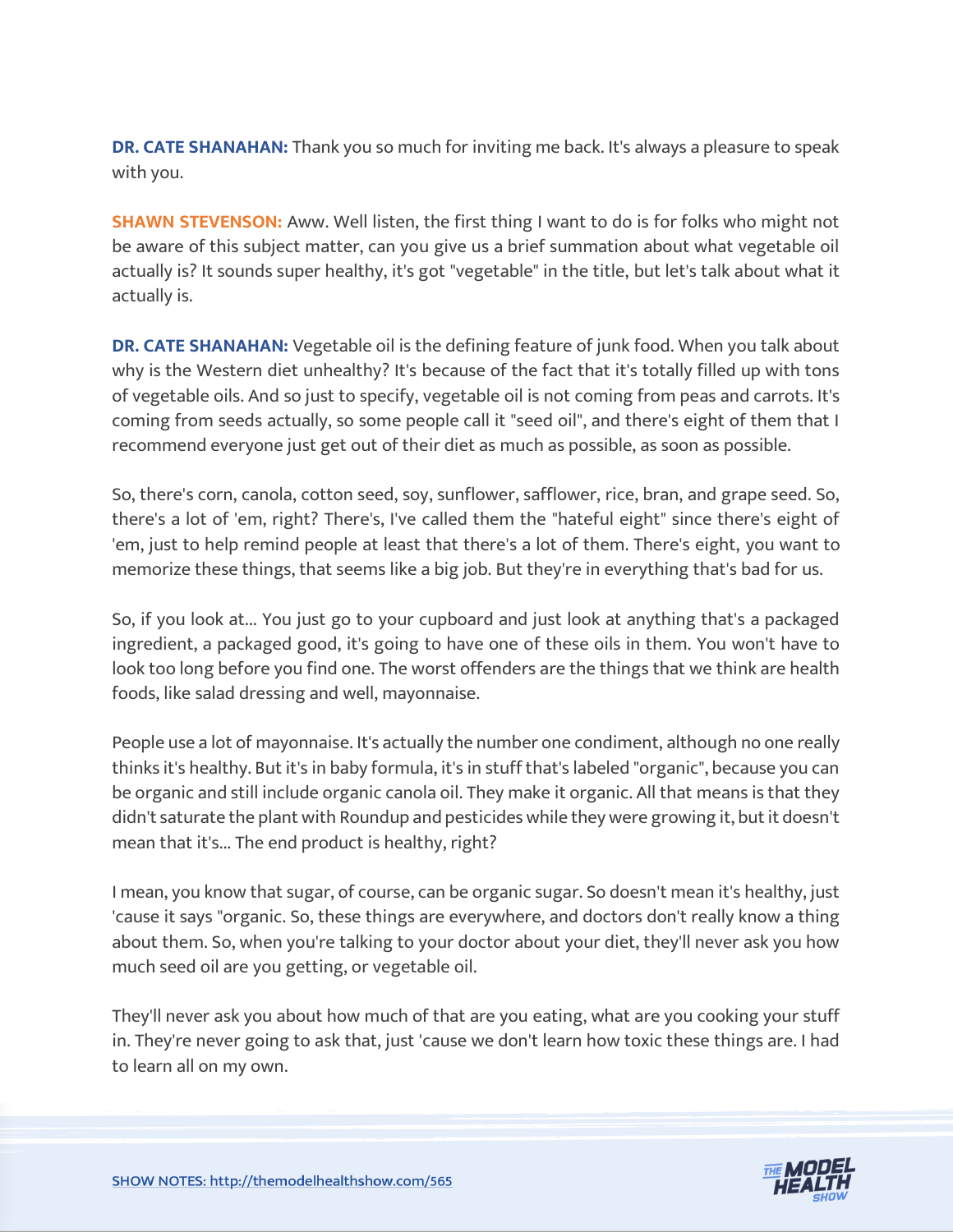**DR. CATE SHANAHAN:** Thank you so much for inviting me back. It's always a pleasure to speak with you.

**SHAWN STEVENSON:** Aww. Well listen, the first thing I want to do is for folks who might not be aware of this subject matter, can you give us a brief summation about what vegetable oil actually is? It sounds super healthy, it's got "vegetable" in the title, but let's talk about what it actually is.

**DR. CATE SHANAHAN:** Vegetable oil is the defining feature of junk food. When you talk about why is the Western diet unhealthy? It's because of the fact that it's totally filled up with tons of vegetable oils. And so just to specify, vegetable oil is not coming from peas and carrots. It's coming from seeds actually, so some people call it "seed oil", and there's eight of them that I recommend everyone just get out of their diet as much as possible, as soon as possible.

So, there's corn, canola, cotton seed, soy, sunflower, safflower, rice, bran, and grape seed. So, there's a lot of 'em, right? There's, I've called them the "hateful eight" since there's eight of 'em, just to help remind people at least that there's a lot of them. There's eight, you want to memorize these things, that seems like a big job. But they're in everything that's bad for us.

So, if you look at... You just go to your cupboard and just look at anything that's a packaged ingredient, a packaged good, it's going to have one of these oils in them. You won't have to look too long before you find one. The worst offenders are the things that we think are health foods, like salad dressing and well, mayonnaise.

People use a lot of mayonnaise. It's actually the number one condiment, although no one really thinks it's healthy. But it's in baby formula, it's in stuff that's labeled "organic", because you can be organic and still include organic canola oil. They make it organic. All that means is that they didn't saturate the plant with Roundup and pesticides while they were growing it, but it doesn't mean that it's... The end product is healthy, right?

I mean, you know that sugar, of course, can be organic sugar. So doesn't mean it's healthy, just 'cause it says "organic. So, these things are everywhere, and doctors don't really know a thing about them. So, when you're talking to your doctor about your diet, they'll never ask you how much seed oil are you getting, or vegetable oil.

They'll never ask you about how much of that are you eating, what are you cooking your stuff in. They're never going to ask that, just 'cause we don't learn how toxic these things are. I had to learn all on my own.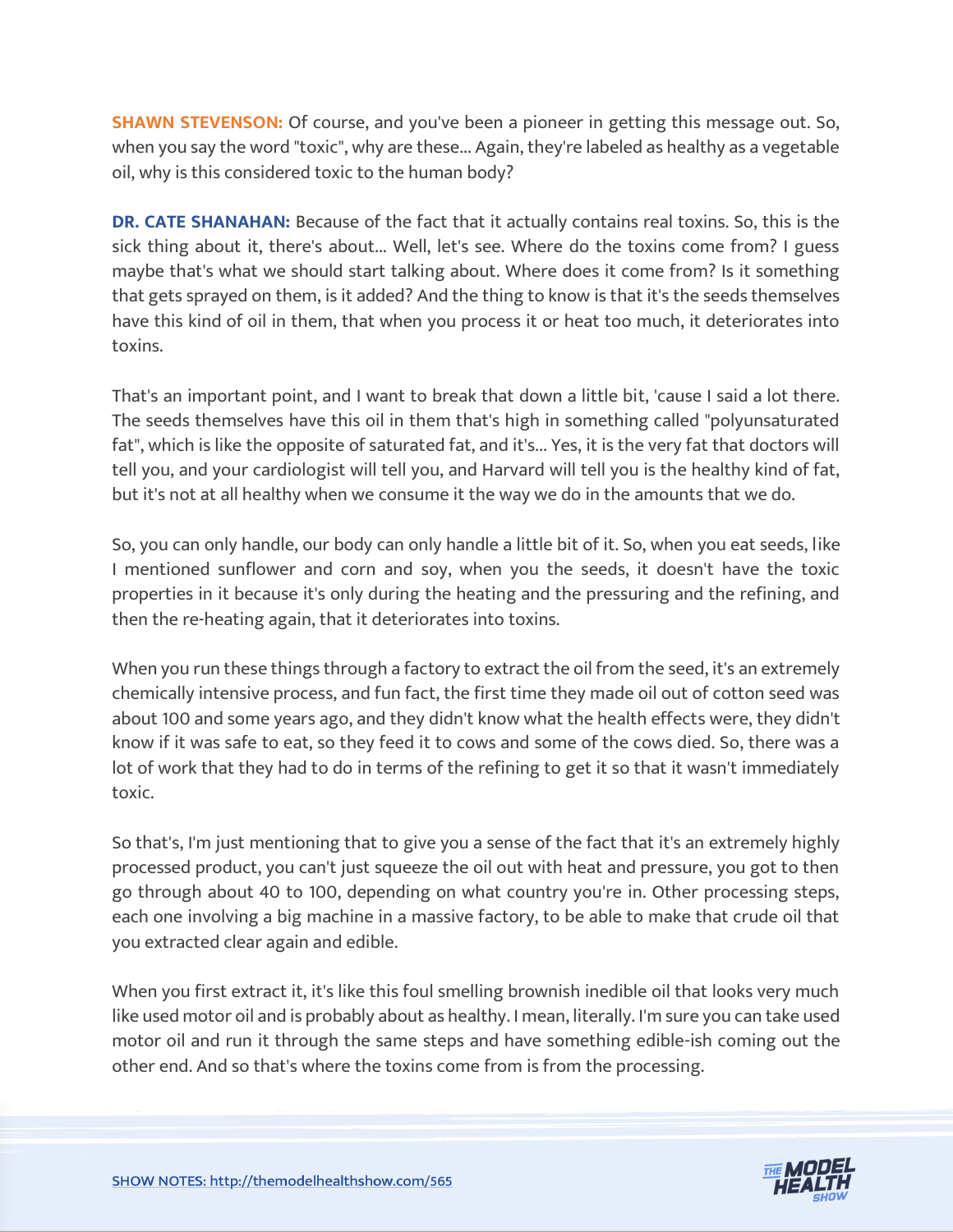**SHAWN STEVENSON:** Of course, and you've been a pioneer in getting this message out. So, when you say the word "toxic", why are these... Again, they're labeled as healthy as a vegetable oil, why is this considered toxic to the human body?

**DR. CATE SHANAHAN:** Because of the fact that it actually contains real toxins. So, this is the sick thing about it, there's about... Well, let's see. Where do the toxins come from? I guess maybe that's what we should start talking about. Where does it come from? Is it something that gets sprayed on them, is it added? And the thing to know is that it's the seeds themselves have this kind of oil in them, that when you process it or heat too much, it deteriorates into toxins.

That's an important point, and I want to break that down a little bit, 'cause I said a lot there. The seeds themselves have this oil in them that's high in something called "polyunsaturated fat", which is like the opposite of saturated fat, and it's... Yes, it is the very fat that doctors will tell you, and your cardiologist will tell you, and Harvard will tell you is the healthy kind of fat, but it's not at all healthy when we consume it the way we do in the amounts that we do.

So, you can only handle, our body can only handle a little bit of it. So, when you eat seeds, like I mentioned sunflower and corn and soy, when you the seeds, it doesn't have the toxic properties in it because it's only during the heating and the pressuring and the refining, and then the re-heating again, that it deteriorates into toxins.

When you run these things through a factory to extract the oil from the seed, it's an extremely chemically intensive process, and fun fact, the first time they made oil out of cotton seed was about 100 and some years ago, and they didn't know what the health effects were, they didn't know if it was safe to eat, so they feed it to cows and some of the cows died. So, there was a lot of work that they had to do in terms of the refining to get it so that it wasn't immediately toxic.

So that's, I'm just mentioning that to give you a sense of the fact that it's an extremely highly processed product, you can't just squeeze the oil out with heat and pressure, you got to then go through about 40 to 100, depending on what country you're in. Other processing steps, each one involving a big machine in a massive factory, to be able to make that crude oil that you extracted clear again and edible.

When you first extract it, it's like this foul smelling brownish inedible oil that looks very much like used motor oil and is probably about as healthy. I mean, literally. I'm sure you can take used motor oil and run it through the same steps and have something edible-ish coming out the other end. And so that's where the toxins come from is from the processing.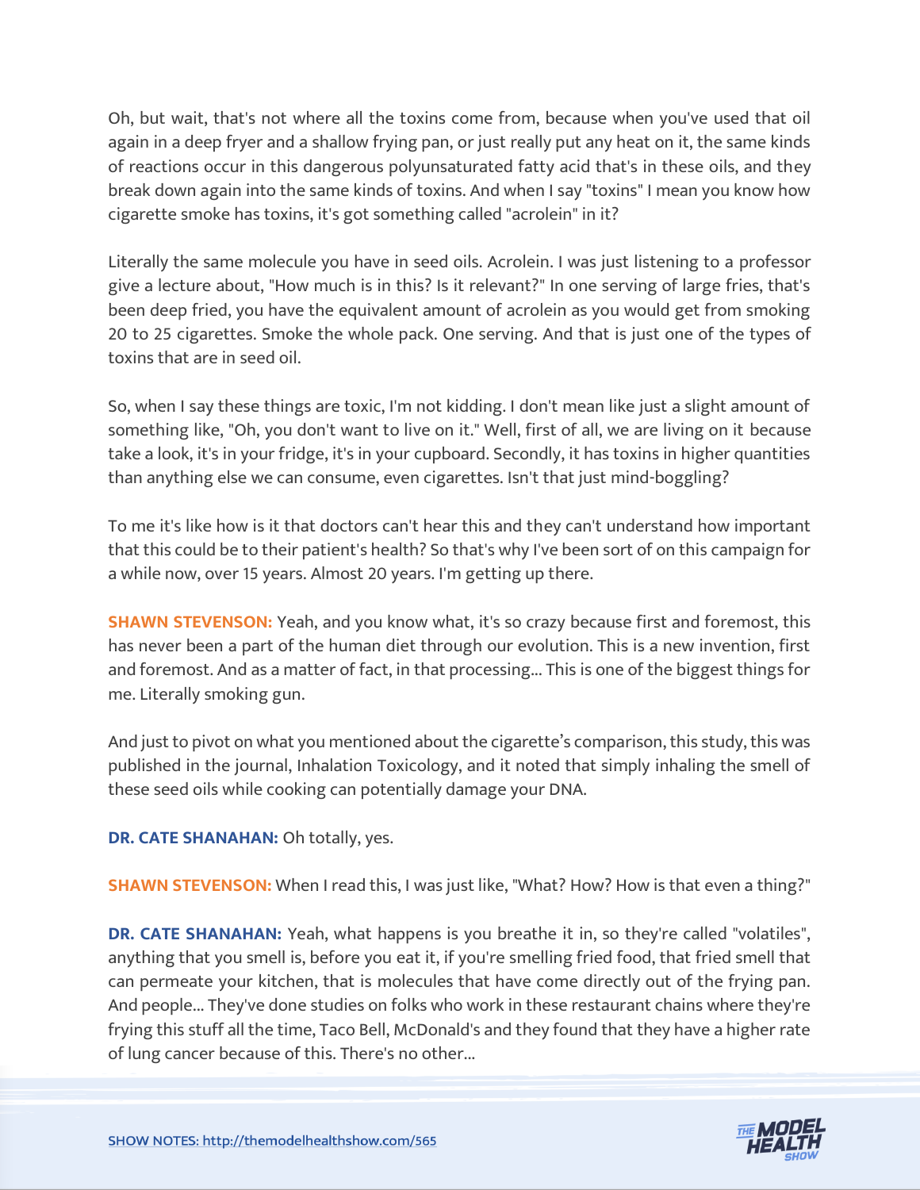Oh, but wait, that's not where all the toxins come from, because when you've used that oil again in a deep fryer and a shallow frying pan, or just really put any heat on it, the same kinds of reactions occur in this dangerous polyunsaturated fatty acid that's in these oils, and they break down again into the same kinds of toxins. And when I say "toxins" I mean you know how cigarette smoke has toxins, it's got something called "acrolein" in it?

Literally the same molecule you have in seed oils. Acrolein. I was just listening to a professor give a lecture about, "How much is in this? Is it relevant?" In one serving of large fries, that's been deep fried, you have the equivalent amount of acrolein as you would get from smoking 20 to 25 cigarettes. Smoke the whole pack. One serving. And that is just one of the types of toxins that are in seed oil.

So, when I say these things are toxic, I'm not kidding. I don't mean like just a slight amount of something like, "Oh, you don't want to live on it." Well, first of all, we are living on it because take a look, it's in your fridge, it's in your cupboard. Secondly, it has toxins in higher quantities than anything else we can consume, even cigarettes. Isn't that just mind-boggling?

To me it's like how is it that doctors can't hear this and they can't understand how important that this could be to their patient's health? So that's why I've been sort of on this campaign for a while now, over 15 years. Almost 20 years. I'm getting up there.

**SHAWN STEVENSON:** Yeah, and you know what, it's so crazy because first and foremost, this has never been a part of the human diet through our evolution. This is a new invention, first and foremost. And as a matter of fact, in that processing... This is one of the biggest things for me. Literally smoking gun.

And just to pivot on what you mentioned about the cigarette's comparison, this study, this was published in the journal, Inhalation Toxicology, and it noted that simply inhaling the smell of these seed oils while cooking can potentially damage your DNA.

**DR. CATE SHANAHAN:** Oh totally, yes.

**SHAWN STEVENSON:** When I read this, I was just like, "What? How? How is that even a thing?"

**DR. CATE SHANAHAN:** Yeah, what happens is you breathe it in, so they're called "volatiles", anything that you smell is, before you eat it, if you're smelling fried food, that fried smell that can permeate your kitchen, that is molecules that have come directly out of the frying pan. And people... They've done studies on folks who work in these restaurant chains where they're frying this stuff all the time, Taco Bell, McDonald's and they found that they have a higher rate of lung cancer because of this. There's no other...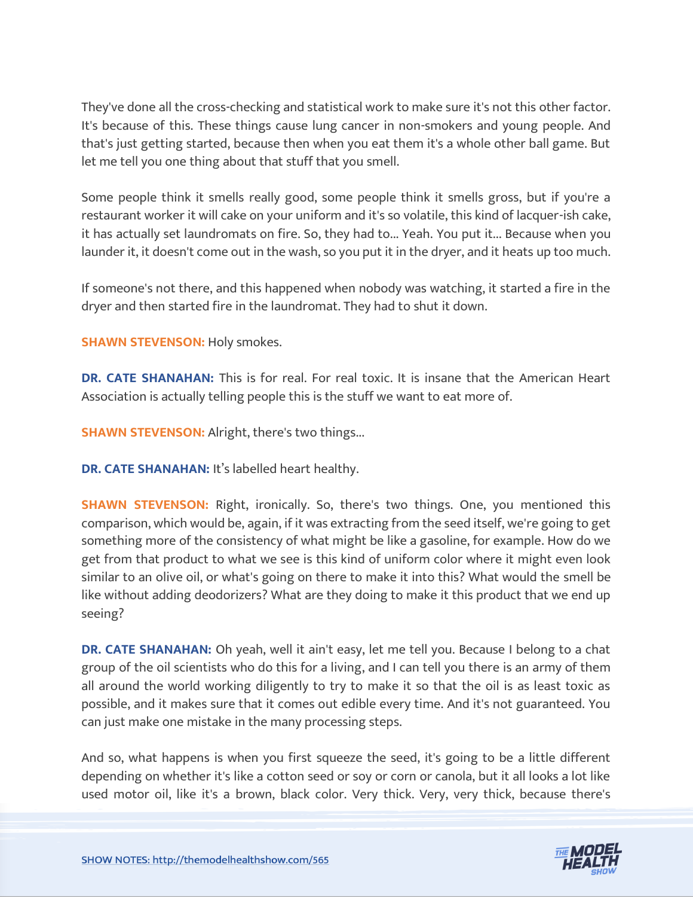They've done all the cross-checking and statistical work to make sure it's not this other factor. It's because of this. These things cause lung cancer in non-smokers and young people. And that's just getting started, because then when you eat them it's a whole other ball game. But let me tell you one thing about that stuff that you smell.

Some people think it smells really good, some people think it smells gross, but if you're a restaurant worker it will cake on your uniform and it's so volatile, this kind of lacquer-ish cake, it has actually set laundromats on fire. So, they had to... Yeah. You put it... Because when you launder it, it doesn't come out in the wash, so you put it in the dryer, and it heats up too much.

If someone's not there, and this happened when nobody was watching, it started a fire in the dryer and then started fire in the laundromat. They had to shut it down.

**SHAWN STEVENSON:** Holy smokes.

**DR. CATE SHANAHAN:** This is for real. For real toxic. It is insane that the American Heart Association is actually telling people this is the stuff we want to eat more of.

**SHAWN STEVENSON:** Alright, there's two things...

**DR. CATE SHANAHAN:** It's labelled heart healthy.

**SHAWN STEVENSON:** Right, ironically. So, there's two things. One, you mentioned this comparison, which would be, again, if it was extracting from the seed itself, we're going to get something more of the consistency of what might be like a gasoline, for example. How do we get from that product to what we see is this kind of uniform color where it might even look similar to an olive oil, or what's going on there to make it into this? What would the smell be like without adding deodorizers? What are they doing to make it this product that we end up seeing?

**DR. CATE SHANAHAN:** Oh yeah, well it ain't easy, let me tell you. Because I belong to a chat group of the oil scientists who do this for a living, and I can tell you there is an army of them all around the world working diligently to try to make it so that the oil is as least toxic as possible, and it makes sure that it comes out edible every time. And it's not guaranteed. You can just make one mistake in the many processing steps.

And so, what happens is when you first squeeze the seed, it's going to be a little different depending on whether it's like a cotton seed or soy or corn or canola, but it all looks a lot like used motor oil, like it's a brown, black color. Very thick. Very, very thick, because there's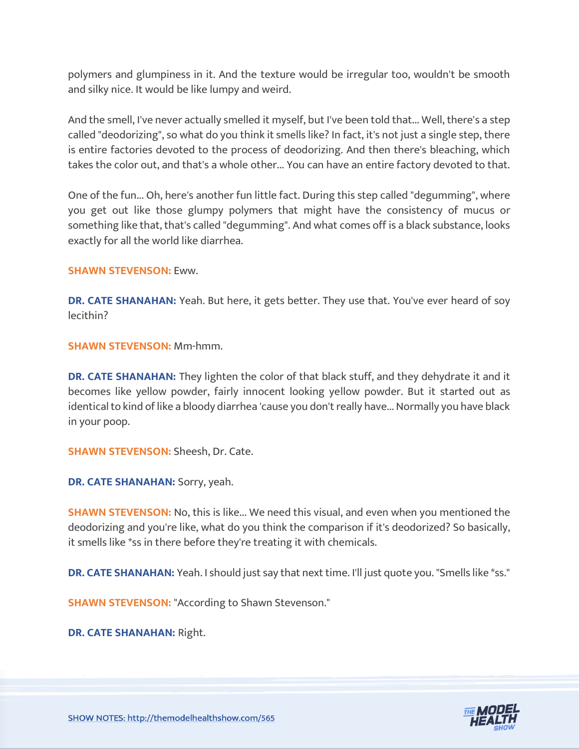polymers and glumpiness in it. And the texture would be irregular too, wouldn't be smooth and silky nice. It would be like lumpy and weird.

And the smell, I've never actually smelled it myself, but I've been told that... Well, there's a step called "deodorizing", so what do you think it smells like? In fact, it's not just a single step, there is entire factories devoted to the process of deodorizing. And then there's bleaching, which takes the color out, and that's a whole other... You can have an entire factory devoted to that.

One of the fun... Oh, here's another fun little fact. During this step called "degumming", where you get out like those glumpy polymers that might have the consistency of mucus or something like that, that's called "degumming". And what comes off is a black substance, looks exactly for all the world like diarrhea.

**SHAWN STEVENSON:** Eww.

**DR. CATE SHANAHAN:** Yeah. But here, it gets better. They use that. You've ever heard of soy lecithin?

**SHAWN STEVENSON:** Mm-hmm.

**DR. CATE SHANAHAN:** They lighten the color of that black stuff, and they dehydrate it and it becomes like yellow powder, fairly innocent looking yellow powder. But it started out as identical to kind of like a bloody diarrhea 'cause you don't really have... Normally you have black in your poop.

**SHAWN STEVENSON:** Sheesh, Dr. Cate.

**DR. CATE SHANAHAN:** Sorry, yeah.

**SHAWN STEVENSON:** No, this is like... We need this visual, and even when you mentioned the deodorizing and you're like, what do you think the comparison if it's deodorized? So basically, it smells like *ss in there before they're treating it with chemicals.

**DR. CATE SHANAHAN:** Yeah. I should just say that next time. I'll just quote you. "Smells like *ss."

**SHAWN STEVENSON:** "According to Shawn Stevenson."

**DR. CATE SHANAHAN:** Right.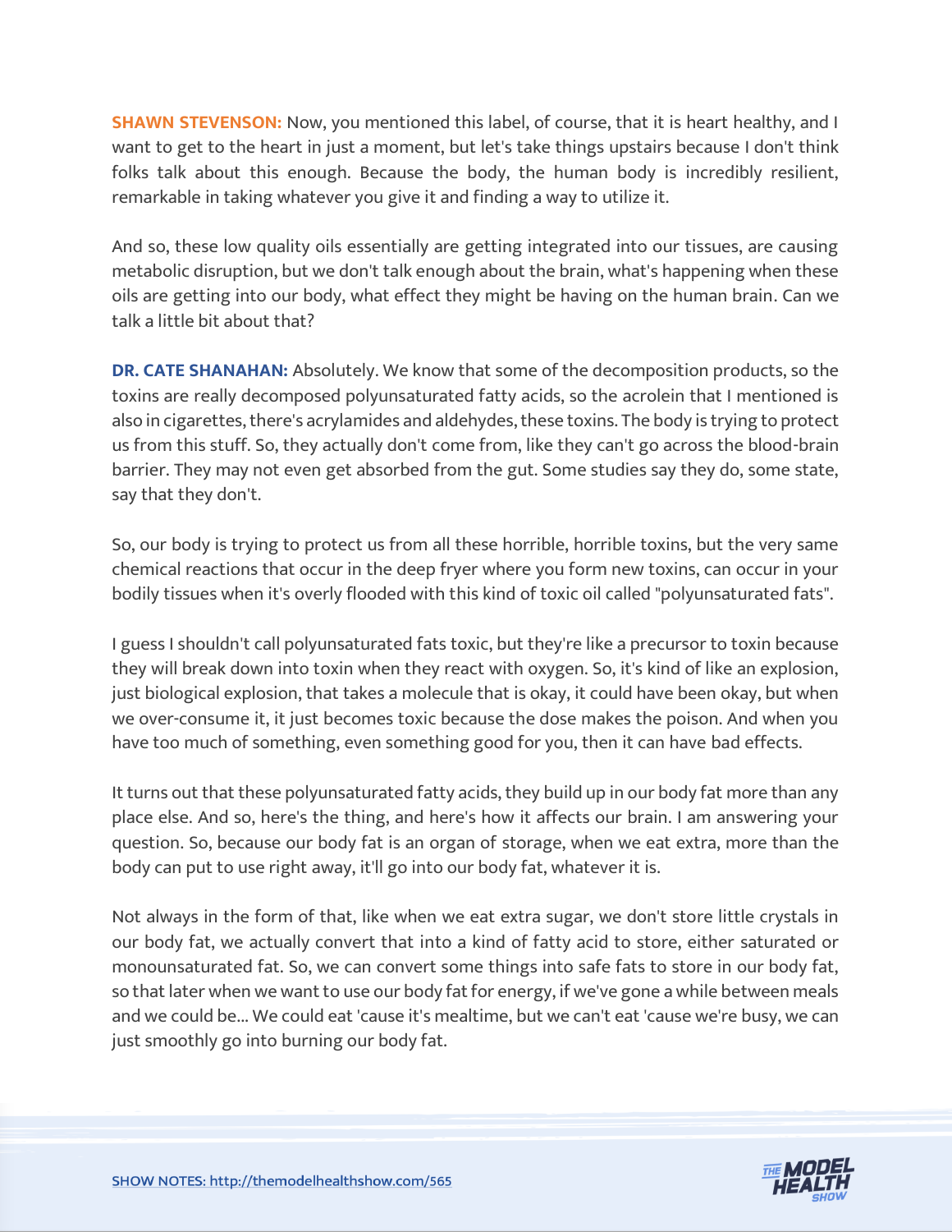**SHAWN STEVENSON:** Now, you mentioned this label, of course, that it is heart healthy, and I want to get to the heart in just a moment, but let's take things upstairs because I don't think folks talk about this enough. Because the body, the human body is incredibly resilient, remarkable in taking whatever you give it and finding a way to utilize it.

And so, these low quality oils essentially are getting integrated into our tissues, are causing metabolic disruption, but we don't talk enough about the brain, what's happening when these oils are getting into our body, what effect they might be having on the human brain. Can we talk a little bit about that?

**DR. CATE SHANAHAN:** Absolutely. We know that some of the decomposition products, so the toxins are really decomposed polyunsaturated fatty acids, so the acrolein that I mentioned is also in cigarettes, there's acrylamides and aldehydes, these toxins. The body is trying to protect us from this stuff. So, they actually don't come from, like they can't go across the blood-brain barrier. They may not even get absorbed from the gut. Some studies say they do, some state, say that they don't.

So, our body is trying to protect us from all these horrible, horrible toxins, but the very same chemical reactions that occur in the deep fryer where you form new toxins, can occur in your bodily tissues when it's overly flooded with this kind of toxic oil called "polyunsaturated fats".

I guess I shouldn't call polyunsaturated fats toxic, but they're like a precursor to toxin because they will break down into toxin when they react with oxygen. So, it's kind of like an explosion, just biological explosion, that takes a molecule that is okay, it could have been okay, but when we over-consume it, it just becomes toxic because the dose makes the poison. And when you have too much of something, even something good for you, then it can have bad effects.

It turns out that these polyunsaturated fatty acids, they build up in our body fat more than any place else. And so, here's the thing, and here's how it affects our brain. I am answering your question. So, because our body fat is an organ of storage, when we eat extra, more than the body can put to use right away, it'll go into our body fat, whatever it is.

Not always in the form of that, like when we eat extra sugar, we don't store little crystals in our body fat, we actually convert that into a kind of fatty acid to store, either saturated or monounsaturated fat. So, we can convert some things into safe fats to store in our body fat, so that later when we want to use our body fat for energy, if we've gone a while between meals and we could be... We could eat 'cause it's mealtime, but we can't eat 'cause we're busy, we can just smoothly go into burning our body fat.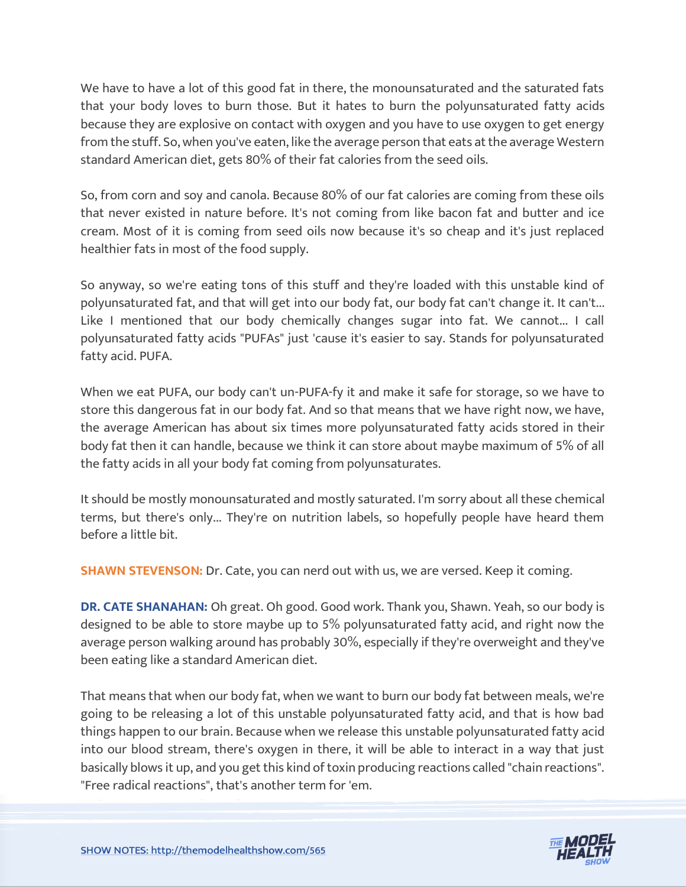We have to have a lot of this good fat in there, the monounsaturated and the saturated fats that your body loves to burn those. But it hates to burn the polyunsaturated fatty acids because they are explosive on contact with oxygen and you have to use oxygen to get energy from the stuff. So, when you've eaten, like the average person that eats at the average Western standard American diet, gets 80% of their fat calories from the seed oils.

So, from corn and soy and canola. Because 80% of our fat calories are coming from these oils that never existed in nature before. It's not coming from like bacon fat and butter and ice cream. Most of it is coming from seed oils now because it's so cheap and it's just replaced healthier fats in most of the food supply.

So anyway, so we're eating tons of this stuff and they're loaded with this unstable kind of polyunsaturated fat, and that will get into our body fat, our body fat can't change it. It can't... Like I mentioned that our body chemically changes sugar into fat. We cannot... I call polyunsaturated fatty acids "PUFAs" just 'cause it's easier to say. Stands for polyunsaturated fatty acid. PUFA.

When we eat PUFA, our body can't un-PUFA-fy it and make it safe for storage, so we have to store this dangerous fat in our body fat. And so that means that we have right now, we have, the average American has about six times more polyunsaturated fatty acids stored in their body fat then it can handle, because we think it can store about maybe maximum of 5% of all the fatty acids in all your body fat coming from polyunsaturates.

It should be mostly monounsaturated and mostly saturated. I'm sorry about all these chemical terms, but there's only... They're on nutrition labels, so hopefully people have heard them before a little bit.

**SHAWN STEVENSON:** Dr. Cate, you can nerd out with us, we are versed. Keep it coming.

**DR. CATE SHANAHAN:** Oh great. Oh good. Good work. Thank you, Shawn. Yeah, so our body is designed to be able to store maybe up to 5% polyunsaturated fatty acid, and right now the average person walking around has probably 30%, especially if they're overweight and they've been eating like a standard American diet.

That means that when our body fat, when we want to burn our body fat between meals, we're going to be releasing a lot of this unstable polyunsaturated fatty acid, and that is how bad things happen to our brain. Because when we release this unstable polyunsaturated fatty acid into our blood stream, there's oxygen in there, it will be able to interact in a way that just basically blows it up, and you get this kind of toxin producing reactions called "chain reactions". "Free radical reactions", that's another term for 'em.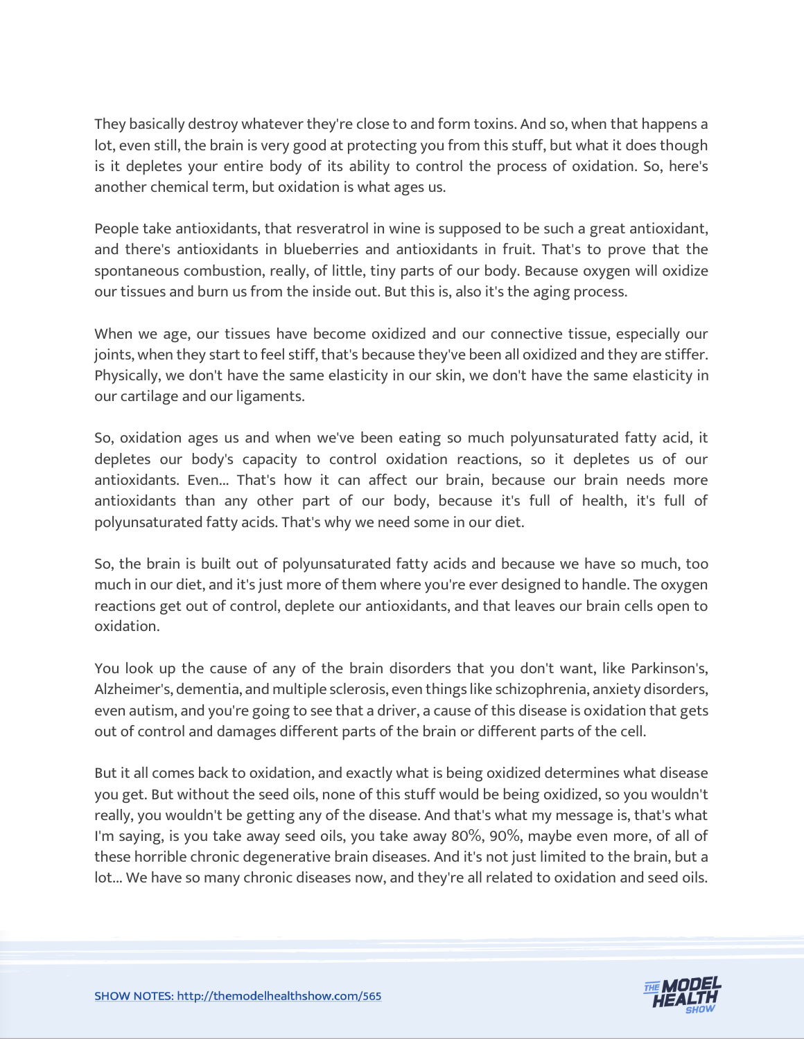They basically destroy whatever they're close to and form toxins. And so, when that happens a lot, even still, the brain is very good at protecting you from this stuff, but what it does though is it depletes your entire body of its ability to control the process of oxidation. So, here's another chemical term, but oxidation is what ages us.

People take antioxidants, that resveratrol in wine is supposed to be such a great antioxidant, and there's antioxidants in blueberries and antioxidants in fruit. That's to prove that the spontaneous combustion, really, of little, tiny parts of our body. Because oxygen will oxidize our tissues and burn us from the inside out. But this is, also it's the aging process.

When we age, our tissues have become oxidized and our connective tissue, especially our joints, when they start to feel stiff, that's because they've been all oxidized and they are stiffer. Physically, we don't have the same elasticity in our skin, we don't have the same elasticity in our cartilage and our ligaments.

So, oxidation ages us and when we've been eating so much polyunsaturated fatty acid, it depletes our body's capacity to control oxidation reactions, so it depletes us of our antioxidants. Even... That's how it can affect our brain, because our brain needs more antioxidants than any other part of our body, because it's full of health, it's full of polyunsaturated fatty acids. That's why we need some in our diet.

So, the brain is built out of polyunsaturated fatty acids and because we have so much, too much in our diet, and it's just more of them where you're ever designed to handle. The oxygen reactions get out of control, deplete our antioxidants, and that leaves our brain cells open to oxidation.

You look up the cause of any of the brain disorders that you don't want, like Parkinson's, Alzheimer's, dementia, and multiple sclerosis, even things like schizophrenia, anxiety disorders, even autism, and you're going to see that a driver, a cause of this disease is oxidation that gets out of control and damages different parts of the brain or different parts of the cell.

But it all comes back to oxidation, and exactly what is being oxidized determines what disease you get. But without the seed oils, none of this stuff would be being oxidized, so you wouldn't really, you wouldn't be getting any of the disease. And that's what my message is, that's what I'm saying, is you take away seed oils, you take away 80%, 90%, maybe even more, of all of these horrible chronic degenerative brain diseases. And it's not just limited to the brain, but a lot... We have so many chronic diseases now, and they're all related to oxidation and seed oils.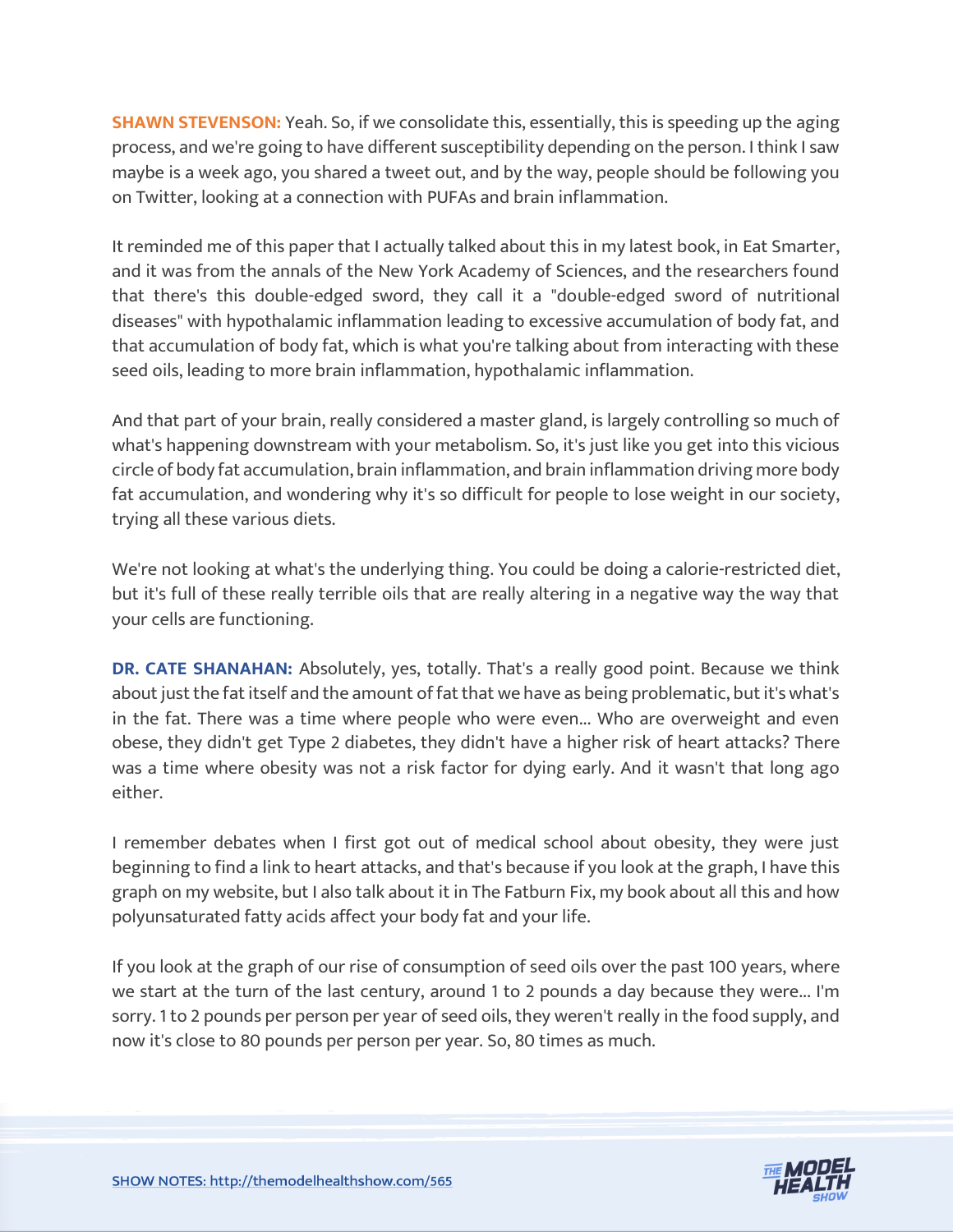**SHAWN STEVENSON:** Yeah. So, if we consolidate this, essentially, this is speeding up the aging process, and we're going to have different susceptibility depending on the person. I think I saw maybe is a week ago, you shared a tweet out, and by the way, people should be following you on Twitter, looking at a connection with PUFAs and brain inflammation.

It reminded me of this paper that I actually talked about this in my latest book, in Eat Smarter, and it was from the annals of the New York Academy of Sciences, and the researchers found that there's this double-edged sword, they call it a "double-edged sword of nutritional diseases" with hypothalamic inflammation leading to excessive accumulation of body fat, and that accumulation of body fat, which is what you're talking about from interacting with these seed oils, leading to more brain inflammation, hypothalamic inflammation.

And that part of your brain, really considered a master gland, is largely controlling so much of what's happening downstream with your metabolism. So, it's just like you get into this vicious circle of body fat accumulation, brain inflammation, and brain inflammation driving more body fat accumulation, and wondering why it's so difficult for people to lose weight in our society, trying all these various diets.

We're not looking at what's the underlying thing. You could be doing a calorie-restricted diet, but it's full of these really terrible oils that are really altering in a negative way the way that your cells are functioning.

**DR. CATE SHANAHAN:** Absolutely, yes, totally. That's a really good point. Because we think about just the fat itself and the amount of fat that we have as being problematic, but it's what's in the fat. There was a time where people who were even... Who are overweight and even obese, they didn't get Type 2 diabetes, they didn't have a higher risk of heart attacks? There was a time where obesity was not a risk factor for dying early. And it wasn't that long ago either.

I remember debates when I first got out of medical school about obesity, they were just beginning to find a link to heart attacks, and that's because if you look at the graph, I have this graph on my website, but I also talk about it in The Fatburn Fix, my book about all this and how polyunsaturated fatty acids affect your body fat and your life.

If you look at the graph of our rise of consumption of seed oils over the past 100 years, where we start at the turn of the last century, around 1 to 2 pounds a day because they were... I'm sorry. 1 to 2 pounds per person per year of seed oils, they weren't really in the food supply, and now it's close to 80 pounds per person per year. So, 80 times as much.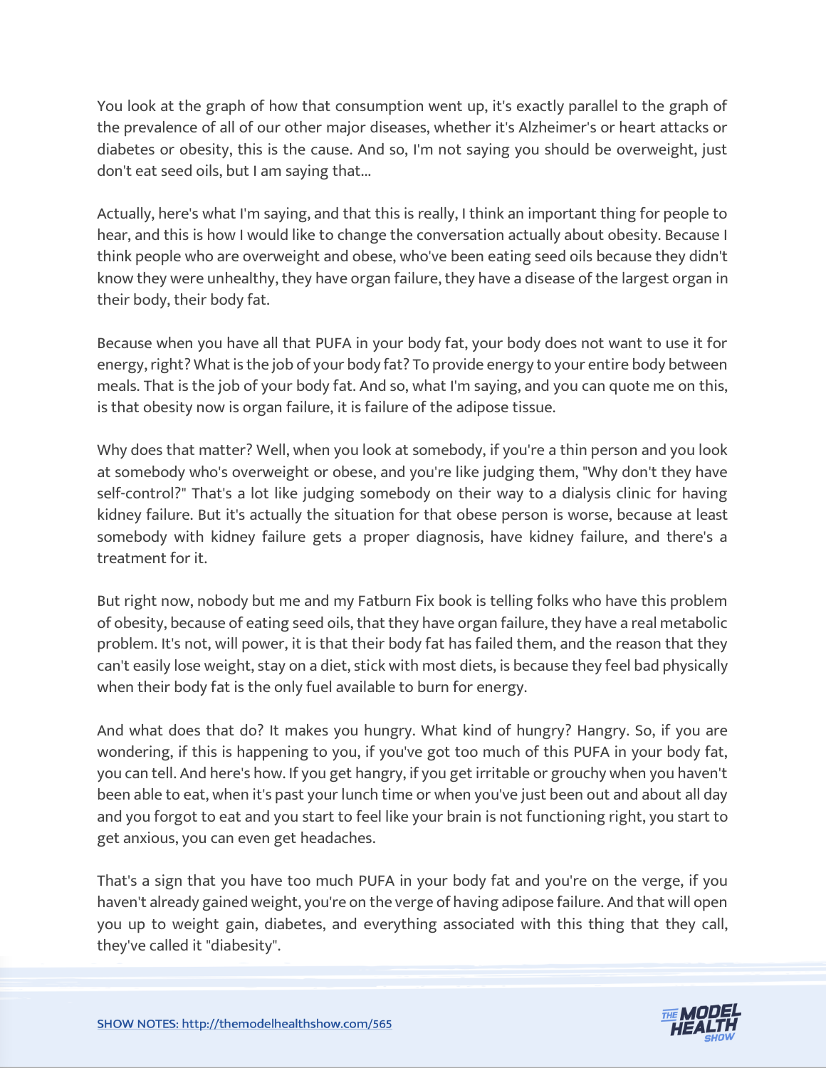You look at the graph of how that consumption went up, it's exactly parallel to the graph of the prevalence of all of our other major diseases, whether it's Alzheimer's or heart attacks or diabetes or obesity, this is the cause. And so, I'm not saying you should be overweight, just don't eat seed oils, but I am saying that...

Actually, here's what I'm saying, and that this is really, I think an important thing for people to hear, and this is how I would like to change the conversation actually about obesity. Because I think people who are overweight and obese, who've been eating seed oils because they didn't know they were unhealthy, they have organ failure, they have a disease of the largest organ in their body, their body fat.

Because when you have all that PUFA in your body fat, your body does not want to use it for energy, right? What is the job of your body fat? To provide energy to your entire body between meals. That is the job of your body fat. And so, what I'm saying, and you can quote me on this, is that obesity now is organ failure, it is failure of the adipose tissue.

Why does that matter? Well, when you look at somebody, if you're a thin person and you look at somebody who's overweight or obese, and you're like judging them, "Why don't they have self-control?" That's a lot like judging somebody on their way to a dialysis clinic for having kidney failure. But it's actually the situation for that obese person is worse, because at least somebody with kidney failure gets a proper diagnosis, have kidney failure, and there's a treatment for it.

But right now, nobody but me and my Fatburn Fix book is telling folks who have this problem of obesity, because of eating seed oils, that they have organ failure, they have a real metabolic problem. It's not, will power, it is that their body fat has failed them, and the reason that they can't easily lose weight, stay on a diet, stick with most diets, is because they feel bad physically when their body fat is the only fuel available to burn for energy.

And what does that do? It makes you hungry. What kind of hungry? Hangry. So, if you are wondering, if this is happening to you, if you've got too much of this PUFA in your body fat, you can tell. And here's how. If you get hangry, if you get irritable or grouchy when you haven't been able to eat, when it's past your lunch time or when you've just been out and about all day and you forgot to eat and you start to feel like your brain is not functioning right, you start to get anxious, you can even get headaches.

That's a sign that you have too much PUFA in your body fat and you're on the verge, if you haven't already gained weight, you're on the verge of having adipose failure. And that will open you up to weight gain, diabetes, and everything associated with this thing that they call, they've called it "diabesity".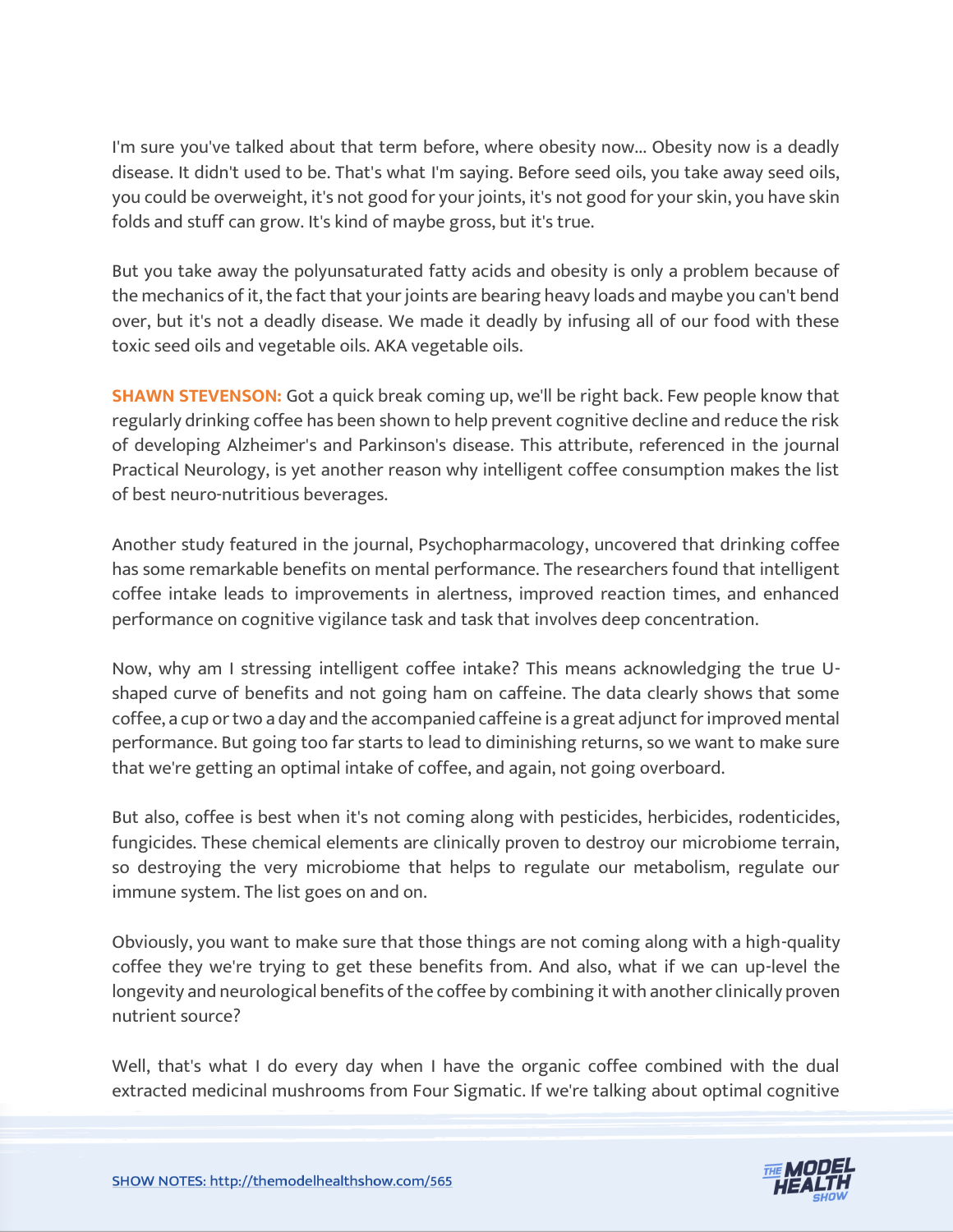I'm sure you've talked about that term before, where obesity now... Obesity now is a deadly disease. It didn't used to be. That's what I'm saying. Before seed oils, you take away seed oils, you could be overweight, it's not good for your joints, it's not good for your skin, you have skin folds and stuff can grow. It's kind of maybe gross, but it's true.

But you take away the polyunsaturated fatty acids and obesity is only a problem because of the mechanics of it, the fact that your joints are bearing heavy loads and maybe you can't bend over, but it's not a deadly disease. We made it deadly by infusing all of our food with these toxic seed oils and vegetable oils. AKA vegetable oils.

**SHAWN STEVENSON:** Got a quick break coming up, we'll be right back. Few people know that regularly drinking coffee has been shown to help prevent cognitive decline and reduce the risk of developing Alzheimer's and Parkinson's disease. This attribute, referenced in the journal Practical Neurology, is yet another reason why intelligent coffee consumption makes the list of best neuro-nutritious beverages.

Another study featured in the journal, Psychopharmacology, uncovered that drinking coffee has some remarkable benefits on mental performance. The researchers found that intelligent coffee intake leads to improvements in alertness, improved reaction times, and enhanced performance on cognitive vigilance task and task that involves deep concentration.

Now, why am I stressing intelligent coffee intake? This means acknowledging the true U-shaped curve of benefits and not going ham on caffeine. The data clearly shows that some coffee, a cup or two a day and the accompanied caffeine is a great adjunct for improved mental performance. But going too far starts to lead to diminishing returns, so we want to make sure that we're getting an optimal intake of coffee, and again, not going overboard.

But also, coffee is best when it's not coming along with pesticides, herbicides, rodenticides, fungicides. These chemical elements are clinically proven to destroy our microbiome terrain, so destroying the very microbiome that helps to regulate our metabolism, regulate our immune system. The list goes on and on.

Obviously, you want to make sure that those things are not coming along with a high-quality coffee they we're trying to get these benefits from. And also, what if we can up-level the longevity and neurological benefits of the coffee by combining it with another clinically proven nutrient source?

Well, that's what I do every day when I have the organic coffee combined with the dual extracted medicinal mushrooms from Four Sigmatic. If we're talking about optimal cognitive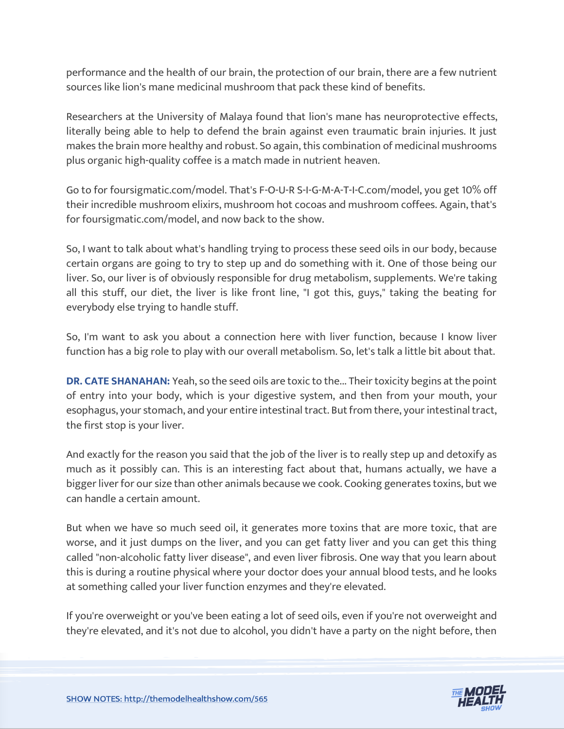performance and the health of our brain, the protection of our brain, there are a few nutrient sources like lion's mane medicinal mushroom that pack these kind of benefits.

Researchers at the University of Malaya found that lion's mane has neuroprotective effects, literally being able to help to defend the brain against even traumatic brain injuries. It just makes the brain more healthy and robust. So again, this combination of medicinal mushrooms plus organic high-quality coffee is a match made in nutrient heaven.

Go to for foursigmatic.com/model. That's F-O-U-R S-I-G-M-A-T-I-C.com/model, you get 10% off their incredible mushroom elixirs, mushroom hot cocoas and mushroom coffees. Again, that's for foursigmatic.com/model, and now back to the show.

So, I want to talk about what's handling trying to process these seed oils in our body, because certain organs are going to try to step up and do something with it. One of those being our liver. So, our liver is of obviously responsible for drug metabolism, supplements. We're taking all this stuff, our diet, the liver is like front line, "I got this, guys," taking the beating for everybody else trying to handle stuff.

So, I'm want to ask you about a connection here with liver function, because I know liver function has a big role to play with our overall metabolism. So, let's talk a little bit about that.

**DR. CATE SHANAHAN:** Yeah, so the seed oils are toxic to the... Their toxicity begins at the point of entry into your body, which is your digestive system, and then from your mouth, your esophagus, your stomach, and your entire intestinal tract. But from there, your intestinal tract, the first stop is your liver.

And exactly for the reason you said that the job of the liver is to really step up and detoxify as much as it possibly can. This is an interesting fact about that, humans actually, we have a bigger liver for our size than other animals because we cook. Cooking generates toxins, but we can handle a certain amount.

But when we have so much seed oil, it generates more toxins that are more toxic, that are worse, and it just dumps on the liver, and you can get fatty liver and you can get this thing called "non-alcoholic fatty liver disease", and even liver fibrosis. One way that you learn about this is during a routine physical where your doctor does your annual blood tests, and he looks at something called your liver function enzymes and they're elevated.

If you're overweight or you've been eating a lot of seed oils, even if you're not overweight and they're elevated, and it's not due to alcohol, you didn't have a party on the night before, then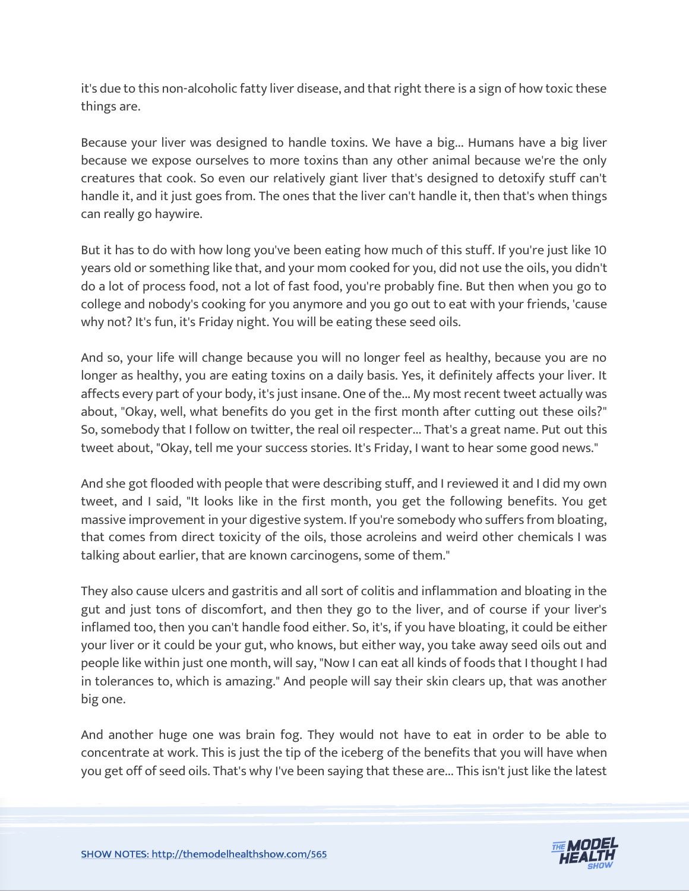it's due to this non-alcoholic fatty liver disease, and that right there is a sign of how toxic these things are.

Because your liver was designed to handle toxins. We have a big... Humans have a big liver because we expose ourselves to more toxins than any other animal because we're the only creatures that cook. So even our relatively giant liver that's designed to detoxify stuff can't handle it, and it just goes from. The ones that the liver can't handle it, then that's when things can really go haywire.

But it has to do with how long you've been eating how much of this stuff. If you're just like 10 years old or something like that, and your mom cooked for you, did not use the oils, you didn't do a lot of process food, not a lot of fast food, you're probably fine. But then when you go to college and nobody's cooking for you anymore and you go out to eat with your friends, 'cause why not? It's fun, it's Friday night. You will be eating these seed oils.

And so, your life will change because you will no longer feel as healthy, because you are no longer as healthy, you are eating toxins on a daily basis. Yes, it definitely affects your liver. It affects every part of your body, it's just insane. One of the... My most recent tweet actually was about, "Okay, well, what benefits do you get in the first month after cutting out these oils?" So, somebody that I follow on twitter, the real oil respecter... That's a great name. Put out this tweet about, "Okay, tell me your success stories. It's Friday, I want to hear some good news."

And she got flooded with people that were describing stuff, and I reviewed it and I did my own tweet, and I said, "It looks like in the first month, you get the following benefits. You get massive improvement in your digestive system. If you're somebody who suffers from bloating, that comes from direct toxicity of the oils, those acroleins and weird other chemicals I was talking about earlier, that are known carcinogens, some of them."

They also cause ulcers and gastritis and all sort of colitis and inflammation and bloating in the gut and just tons of discomfort, and then they go to the liver, and of course if your liver's inflamed too, then you can't handle food either. So, it's, if you have bloating, it could be either your liver or it could be your gut, who knows, but either way, you take away seed oils out and people like within just one month, will say, "Now I can eat all kinds of foods that I thought I had in tolerances to, which is amazing." And people will say their skin clears up, that was another big one.

And another huge one was brain fog. They would not have to eat in order to be able to concentrate at work. This is just the tip of the iceberg of the benefits that you will have when you get off of seed oils. That's why I've been saying that these are... This isn't just like the latest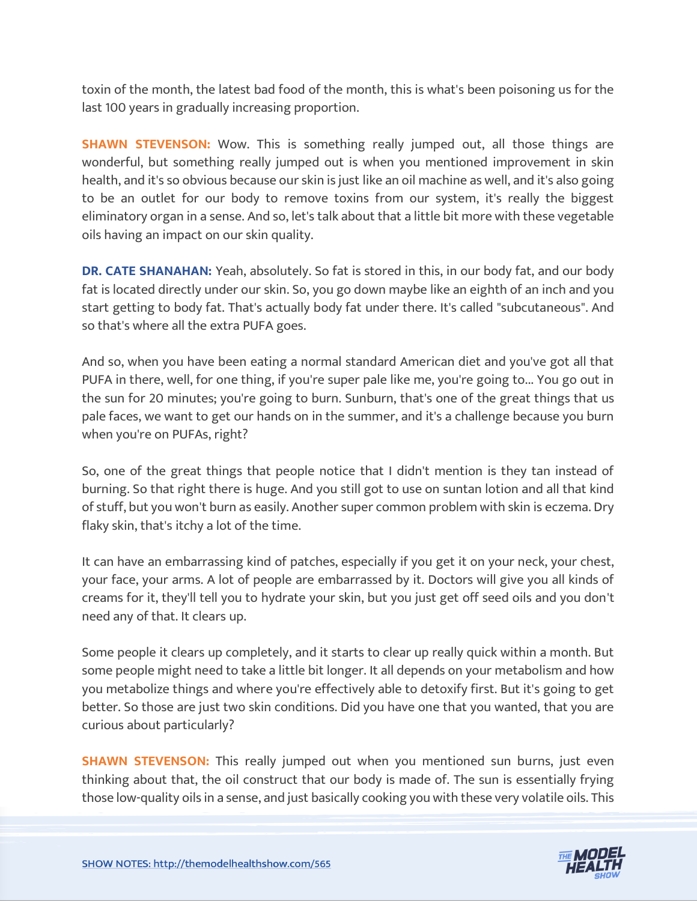toxin of the month, the latest bad food of the month, this is what's been poisoning us for the last 100 years in gradually increasing proportion.

**SHAWN STEVENSON:** Wow. This is something really jumped out, all those things are wonderful, but something really jumped out is when you mentioned improvement in skin health, and it's so obvious because our skin is just like an oil machine as well, and it's also going to be an outlet for our body to remove toxins from our system, it's really the biggest eliminatory organ in a sense. And so, let's talk about that a little bit more with these vegetable oils having an impact on our skin quality.

**DR. CATE SHANAHAN:** Yeah, absolutely. So fat is stored in this, in our body fat, and our body fat is located directly under our skin. So, you go down maybe like an eighth of an inch and you start getting to body fat. That's actually body fat under there. It's called "subcutaneous". And so that's where all the extra PUFA goes.

And so, when you have been eating a normal standard American diet and you've got all that PUFA in there, well, for one thing, if you're super pale like me, you're going to... You go out in the sun for 20 minutes; you're going to burn. Sunburn, that's one of the great things that us pale faces, we want to get our hands on in the summer, and it's a challenge because you burn when you're on PUFAs, right?

So, one of the great things that people notice that I didn't mention is they tan instead of burning. So that right there is huge. And you still got to use on suntan lotion and all that kind of stuff, but you won't burn as easily. Another super common problem with skin is eczema. Dry flaky skin, that's itchy a lot of the time.

It can have an embarrassing kind of patches, especially if you get it on your neck, your chest, your face, your arms. A lot of people are embarrassed by it. Doctors will give you all kinds of creams for it, they'll tell you to hydrate your skin, but you just get off seed oils and you don't need any of that. It clears up.

Some people it clears up completely, and it starts to clear up really quick within a month. But some people might need to take a little bit longer. It all depends on your metabolism and how you metabolize things and where you're effectively able to detoxify first. But it's going to get better. So those are just two skin conditions. Did you have one that you wanted, that you are curious about particularly?

**SHAWN STEVENSON:** This really jumped out when you mentioned sun burns, just even thinking about that, the oil construct that our body is made of. The sun is essentially frying those low-quality oils in a sense, and just basically cooking you with these very volatile oils. This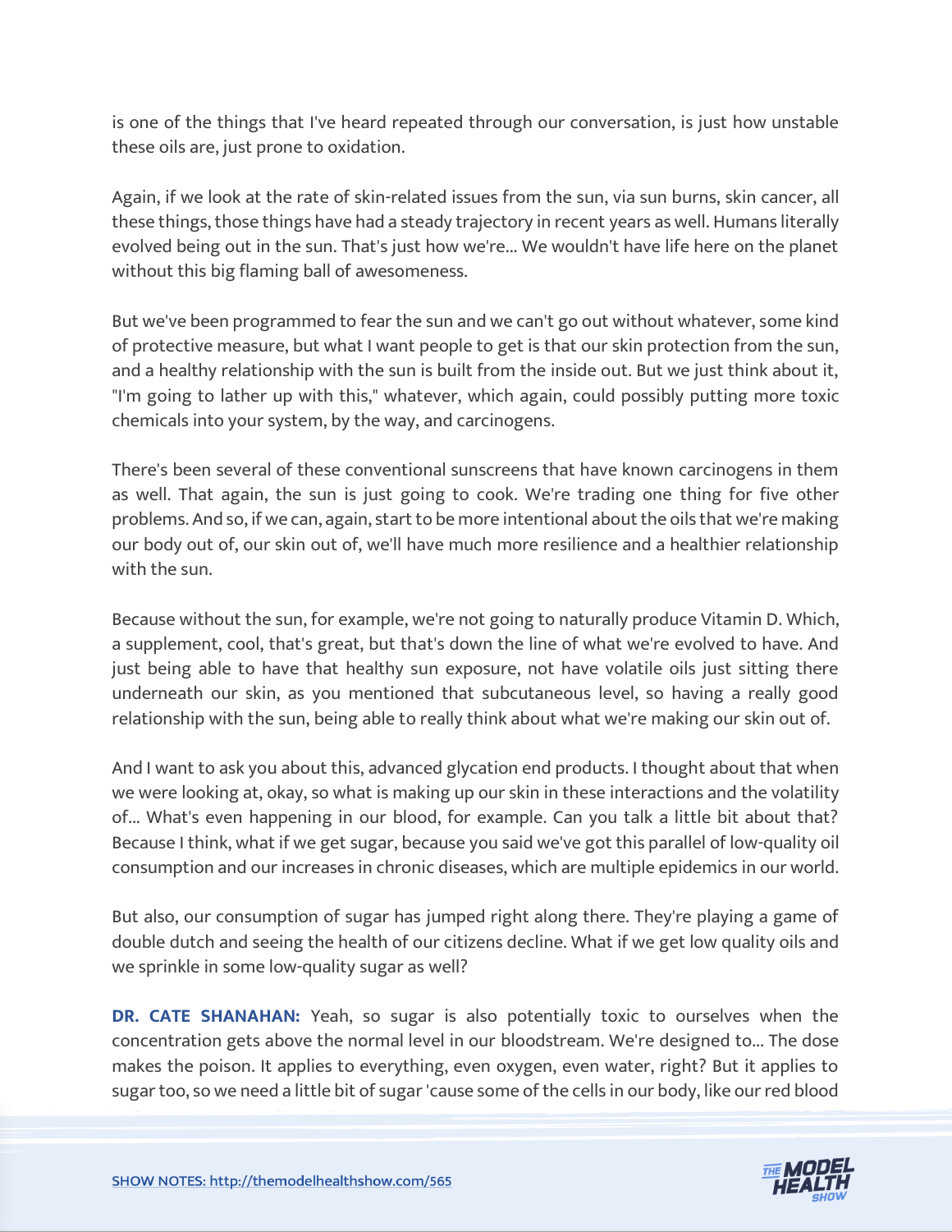is one of the things that I've heard repeated through our conversation, is just how unstable these oils are, just prone to oxidation.

Again, if we look at the rate of skin-related issues from the sun, via sun burns, skin cancer, all these things, those things have had a steady trajectory in recent years as well. Humans literally evolved being out in the sun. That's just how we're... We wouldn't have life here on the planet without this big flaming ball of awesomeness.

But we've been programmed to fear the sun and we can't go out without whatever, some kind of protective measure, but what I want people to get is that our skin protection from the sun, and a healthy relationship with the sun is built from the inside out. But we just think about it, "I'm going to lather up with this," whatever, which again, could possibly putting more toxic chemicals into your system, by the way, and carcinogens.

There's been several of these conventional sunscreens that have known carcinogens in them as well. That again, the sun is just going to cook. We're trading one thing for five other problems. And so, if we can, again, start to be more intentional about the oils that we're making our body out of, our skin out of, we'll have much more resilience and a healthier relationship with the sun.

Because without the sun, for example, we're not going to naturally produce Vitamin D. Which, a supplement, cool, that's great, but that's down the line of what we're evolved to have. And just being able to have that healthy sun exposure, not have volatile oils just sitting there underneath our skin, as you mentioned that subcutaneous level, so having a really good relationship with the sun, being able to really think about what we're making our skin out of.

And I want to ask you about this, advanced glycation end products. I thought about that when we were looking at, okay, so what is making up our skin in these interactions and the volatility of... What's even happening in our blood, for example. Can you talk a little bit about that? Because I think, what if we get sugar, because you said we've got this parallel of low-quality oil consumption and our increases in chronic diseases, which are multiple epidemics in our world.

But also, our consumption of sugar has jumped right along there. They're playing a game of double dutch and seeing the health of our citizens decline. What if we get low quality oils and we sprinkle in some low-quality sugar as well?

**DR. CATE SHANAHAN:** Yeah, so sugar is also potentially toxic to ourselves when the concentration gets above the normal level in our bloodstream. We're designed to... The dose makes the poison. It applies to everything, even oxygen, even water, right? But it applies to sugar too, so we need a little bit of sugar 'cause some of the cells in our body, like our red blood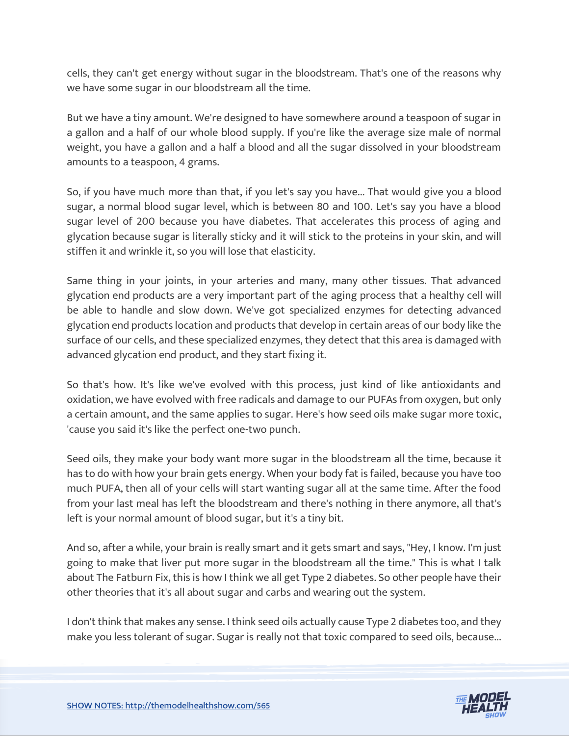cells, they can't get energy without sugar in the bloodstream. That's one of the reasons why we have some sugar in our bloodstream all the time.

But we have a tiny amount. We're designed to have somewhere around a teaspoon of sugar in a gallon and a half of our whole blood supply. If you're like the average size male of normal weight, you have a gallon and a half a blood and all the sugar dissolved in your bloodstream amounts to a teaspoon, 4 grams.

So, if you have much more than that, if you let's say you have... That would give you a blood sugar, a normal blood sugar level, which is between 80 and 100. Let's say you have a blood sugar level of 200 because you have diabetes. That accelerates this process of aging and glycation because sugar is literally sticky and it will stick to the proteins in your skin, and will stiffen it and wrinkle it, so you will lose that elasticity.

Same thing in your joints, in your arteries and many, many other tissues. That advanced glycation end products are a very important part of the aging process that a healthy cell will be able to handle and slow down. We've got specialized enzymes for detecting advanced glycation end products location and products that develop in certain areas of our body like the surface of our cells, and these specialized enzymes, they detect that this area is damaged with advanced glycation end product, and they start fixing it.

So that's how. It's like we've evolved with this process, just kind of like antioxidants and oxidation, we have evolved with free radicals and damage to our PUFAs from oxygen, but only a certain amount, and the same applies to sugar. Here's how seed oils make sugar more toxic, 'cause you said it's like the perfect one-two punch.

Seed oils, they make your body want more sugar in the bloodstream all the time, because it has to do with how your brain gets energy. When your body fat is failed, because you have too much PUFA, then all of your cells will start wanting sugar all at the same time. After the food from your last meal has left the bloodstream and there's nothing in there anymore, all that's left is your normal amount of blood sugar, but it's a tiny bit.

And so, after a while, your brain is really smart and it gets smart and says, "Hey, I know. I'm just going to make that liver put more sugar in the bloodstream all the time." This is what I talk about The Fatburn Fix, this is how I think we all get Type 2 diabetes. So other people have their other theories that it's all about sugar and carbs and wearing out the system.

I don't think that makes any sense. I think seed oils actually cause Type 2 diabetes too, and they make you less tolerant of sugar. Sugar is really not that toxic compared to seed oils, because...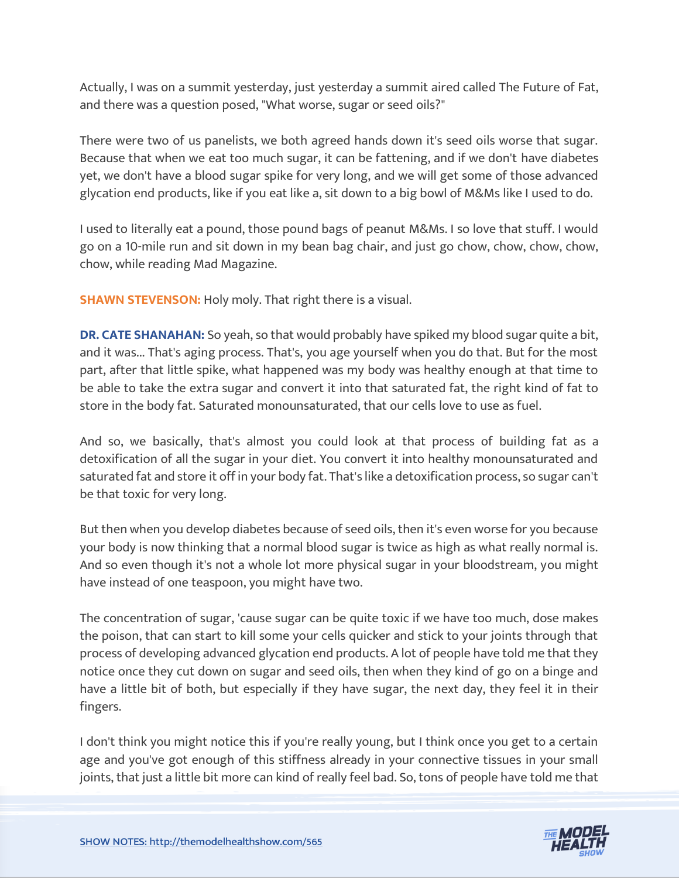Actually, I was on a summit yesterday, just yesterday a summit aired called The Future of Fat, and there was a question posed, "What worse, sugar or seed oils?"

There were two of us panelists, we both agreed hands down it's seed oils worse that sugar. Because that when we eat too much sugar, it can be fattening, and if we don't have diabetes yet, we don't have a blood sugar spike for very long, and we will get some of those advanced glycation end products, like if you eat like a, sit down to a big bowl of M&Ms like I used to do.

I used to literally eat a pound, those pound bags of peanut M&Ms. I so love that stuff. I would go on a 10-mile run and sit down in my bean bag chair, and just go chow, chow, chow, chow, chow, while reading Mad Magazine.

**SHAWN STEVENSON:** Holy moly. That right there is a visual.

**DR. CATE SHANAHAN:** So yeah, so that would probably have spiked my blood sugar quite a bit, and it was... That's aging process. That's, you age yourself when you do that. But for the most part, after that little spike, what happened was my body was healthy enough at that time to be able to take the extra sugar and convert it into that saturated fat, the right kind of fat to store in the body fat. Saturated monounsaturated, that our cells love to use as fuel.

And so, we basically, that's almost you could look at that process of building fat as a detoxification of all the sugar in your diet. You convert it into healthy monounsaturated and saturated fat and store it off in your body fat. That's like a detoxification process, so sugar can't be that toxic for very long.

But then when you develop diabetes because of seed oils, then it's even worse for you because your body is now thinking that a normal blood sugar is twice as high as what really normal is. And so even though it's not a whole lot more physical sugar in your bloodstream, you might have instead of one teaspoon, you might have two.

The concentration of sugar, 'cause sugar can be quite toxic if we have too much, dose makes the poison, that can start to kill some your cells quicker and stick to your joints through that process of developing advanced glycation end products. A lot of people have told me that they notice once they cut down on sugar and seed oils, then when they kind of go on a binge and have a little bit of both, but especially if they have sugar, the next day, they feel it in their fingers.

I don't think you might notice this if you're really young, but I think once you get to a certain age and you've got enough of this stiffness already in your connective tissues in your small joints, that just a little bit more can kind of really feel bad. So, tons of people have told me that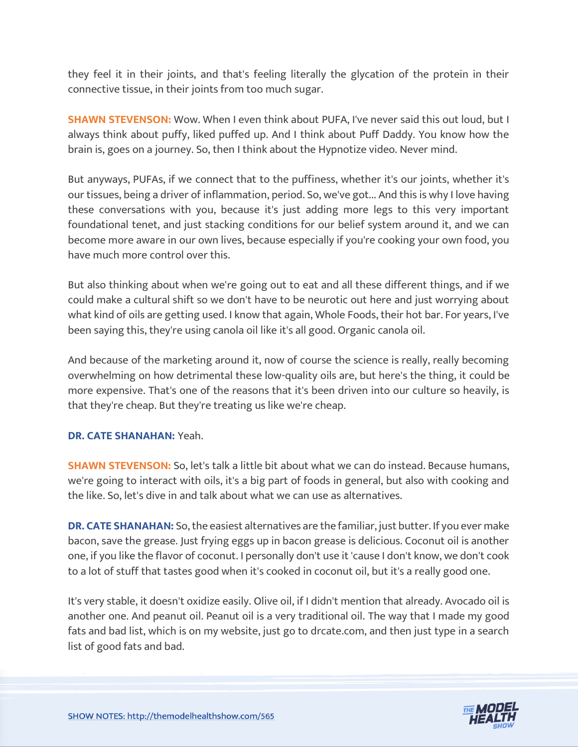they feel it in their joints, and that's feeling literally the glycation of the protein in their connective tissue, in their joints from too much sugar.

**SHAWN STEVENSON:** Wow. When I even think about PUFA, I've never said this out loud, but I always think about puffy, liked puffed up. And I think about Puff Daddy. You know how the brain is, goes on a journey. So, then I think about the Hypnotize video. Never mind.

But anyways, PUFAs, if we connect that to the puffiness, whether it's our joints, whether it's our tissues, being a driver of inflammation, period. So, we've got... And this is why I love having these conversations with you, because it's just adding more legs to this very important foundational tenet, and just stacking conditions for our belief system around it, and we can become more aware in our own lives, because especially if you're cooking your own food, you have much more control over this.

But also thinking about when we're going out to eat and all these different things, and if we could make a cultural shift so we don't have to be neurotic out here and just worrying about what kind of oils are getting used. I know that again, Whole Foods, their hot bar. For years, I've been saying this, they're using canola oil like it's all good. Organic canola oil.

And because of the marketing around it, now of course the science is really, really becoming overwhelming on how detrimental these low-quality oils are, but here's the thing, it could be more expensive. That's one of the reasons that it's been driven into our culture so heavily, is that they're cheap. But they're treating us like we're cheap.

**DR. CATE SHANAHAN:** Yeah.

**SHAWN STEVENSON:** So, let's talk a little bit about what we can do instead. Because humans, we're going to interact with oils, it's a big part of foods in general, but also with cooking and the like. So, let's dive in and talk about what we can use as alternatives.

**DR. CATE SHANAHAN:** So, the easiest alternatives are the familiar, just butter. If you ever make bacon, save the grease. Just frying eggs up in bacon grease is delicious. Coconut oil is another one, if you like the flavor of coconut. I personally don't use it 'cause I don't know, we don't cook to a lot of stuff that tastes good when it's cooked in coconut oil, but it's a really good one.

It's very stable, it doesn't oxidize easily. Olive oil, if I didn't mention that already. Avocado oil is another one. And peanut oil. Peanut oil is a very traditional oil. The way that I made my good fats and bad list, which is on my website, just go to drcate.com, and then just type in a search list of good fats and bad.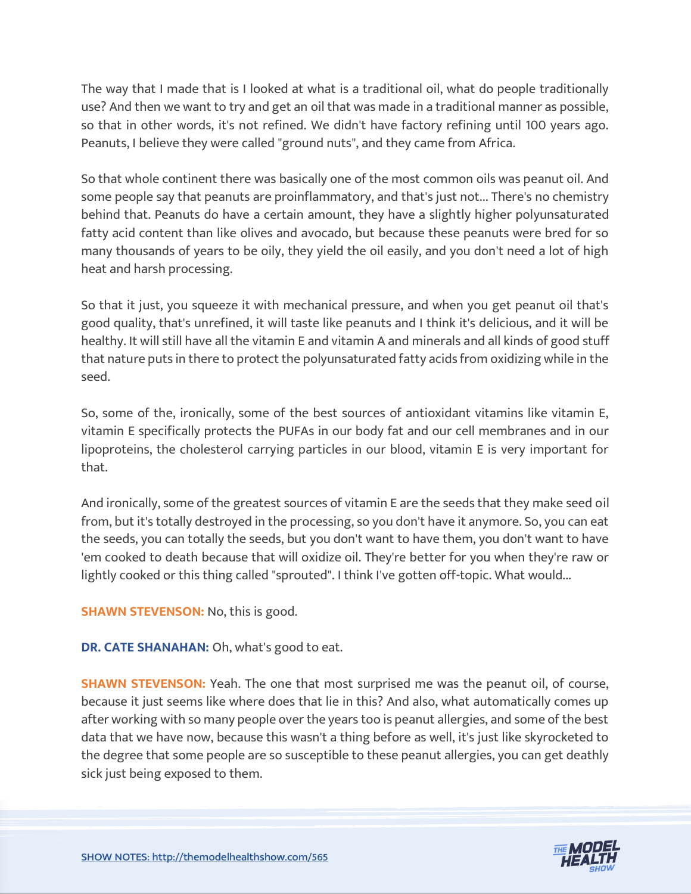The way that I made that is I looked at what is a traditional oil, what do people traditionally use? And then we want to try and get an oil that was made in a traditional manner as possible, so that in other words, it's not refined. We didn't have factory refining until 100 years ago. Peanuts, I believe they were called "ground nuts", and they came from Africa.

So that whole continent there was basically one of the most common oils was peanut oil. And some people say that peanuts are proinflammatory, and that's just not... There's no chemistry behind that. Peanuts do have a certain amount, they have a slightly higher polyunsaturated fatty acid content than like olives and avocado, but because these peanuts were bred for so many thousands of years to be oily, they yield the oil easily, and you don't need a lot of high heat and harsh processing.

So that it just, you squeeze it with mechanical pressure, and when you get peanut oil that's good quality, that's unrefined, it will taste like peanuts and I think it's delicious, and it will be healthy. It will still have all the vitamin E and vitamin A and minerals and all kinds of good stuff that nature puts in there to protect the polyunsaturated fatty acids from oxidizing while in the seed.

So, some of the, ironically, some of the best sources of antioxidant vitamins like vitamin E, vitamin E specifically protects the PUFAs in our body fat and our cell membranes and in our lipoproteins, the cholesterol carrying particles in our blood, vitamin E is very important for that.

And ironically, some of the greatest sources of vitamin E are the seeds that they make seed oil from, but it's totally destroyed in the processing, so you don't have it anymore. So, you can eat the seeds, you can totally the seeds, but you don't want to have them, you don't want to have 'em cooked to death because that will oxidize oil. They're better for you when they're raw or lightly cooked or this thing called "sprouted". I think I've gotten off-topic. What would...

**SHAWN STEVENSON:** No, this is good.

**DR. CATE SHANAHAN:** Oh, what's good to eat.

**SHAWN STEVENSON:** Yeah. The one that most surprised me was the peanut oil, of course, because it just seems like where does that lie in this? And also, what automatically comes up after working with so many people over the years too is peanut allergies, and some of the best data that we have now, because this wasn't a thing before as well, it's just like skyrocketed to the degree that some people are so susceptible to these peanut allergies, you can get deathly sick just being exposed to them.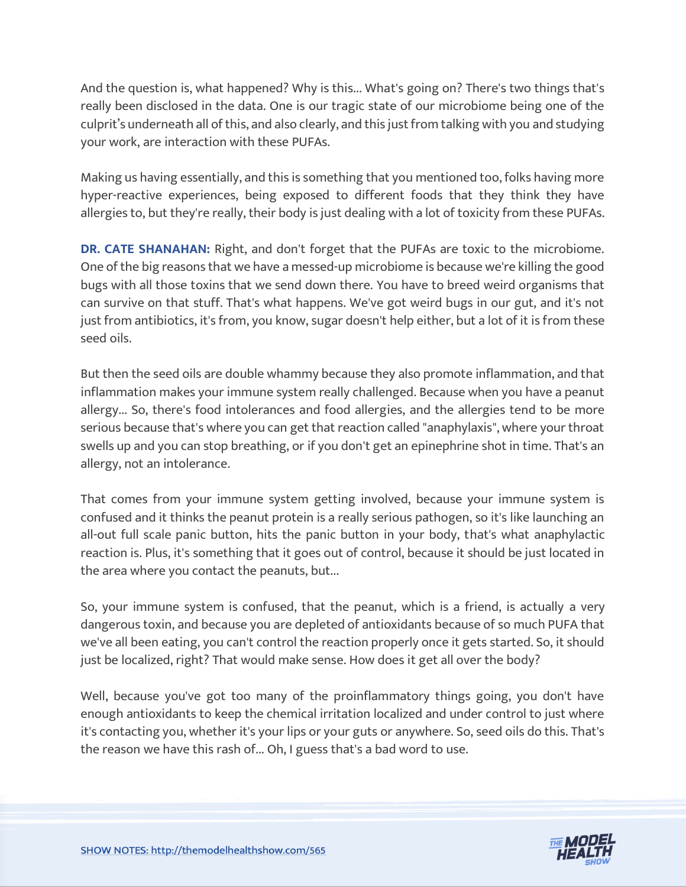And the question is, what happened? Why is this... What's going on? There's two things that's really been disclosed in the data. One is our tragic state of our microbiome being one of the culprit's underneath all of this, and also clearly, and this just from talking with you and studying your work, are interaction with these PUFAs.

Making us having essentially, and this is something that you mentioned too, folks having more hyper-reactive experiences, being exposed to different foods that they think they have allergies to, but they're really, their body is just dealing with a lot of toxicity from these PUFAs.

**DR. CATE SHANAHAN:** Right, and don't forget that the PUFAs are toxic to the microbiome. One of the big reasons that we have a messed-up microbiome is because we're killing the good bugs with all those toxins that we send down there. You have to breed weird organisms that can survive on that stuff. That's what happens. We've got weird bugs in our gut, and it's not just from antibiotics, it's from, you know, sugar doesn't help either, but a lot of it is from these seed oils.

But then the seed oils are double whammy because they also promote inflammation, and that inflammation makes your immune system really challenged. Because when you have a peanut allergy... So, there's food intolerances and food allergies, and the allergies tend to be more serious because that's where you can get that reaction called "anaphylaxis", where your throat swells up and you can stop breathing, or if you don't get an epinephrine shot in time. That's an allergy, not an intolerance.

That comes from your immune system getting involved, because your immune system is confused and it thinks the peanut protein is a really serious pathogen, so it's like launching an all-out full scale panic button, hits the panic button in your body, that's what anaphylactic reaction is. Plus, it's something that it goes out of control, because it should be just located in the area where you contact the peanuts, but...

So, your immune system is confused, that the peanut, which is a friend, is actually a very dangerous toxin, and because you are depleted of antioxidants because of so much PUFA that we've all been eating, you can't control the reaction properly once it gets started. So, it should just be localized, right? That would make sense. How does it get all over the body?

Well, because you've got too many of the proinflammatory things going, you don't have enough antioxidants to keep the chemical irritation localized and under control to just where it's contacting you, whether it's your lips or your guts or anywhere. So, seed oils do this. That's the reason we have this rash of... Oh, I guess that's a bad word to use.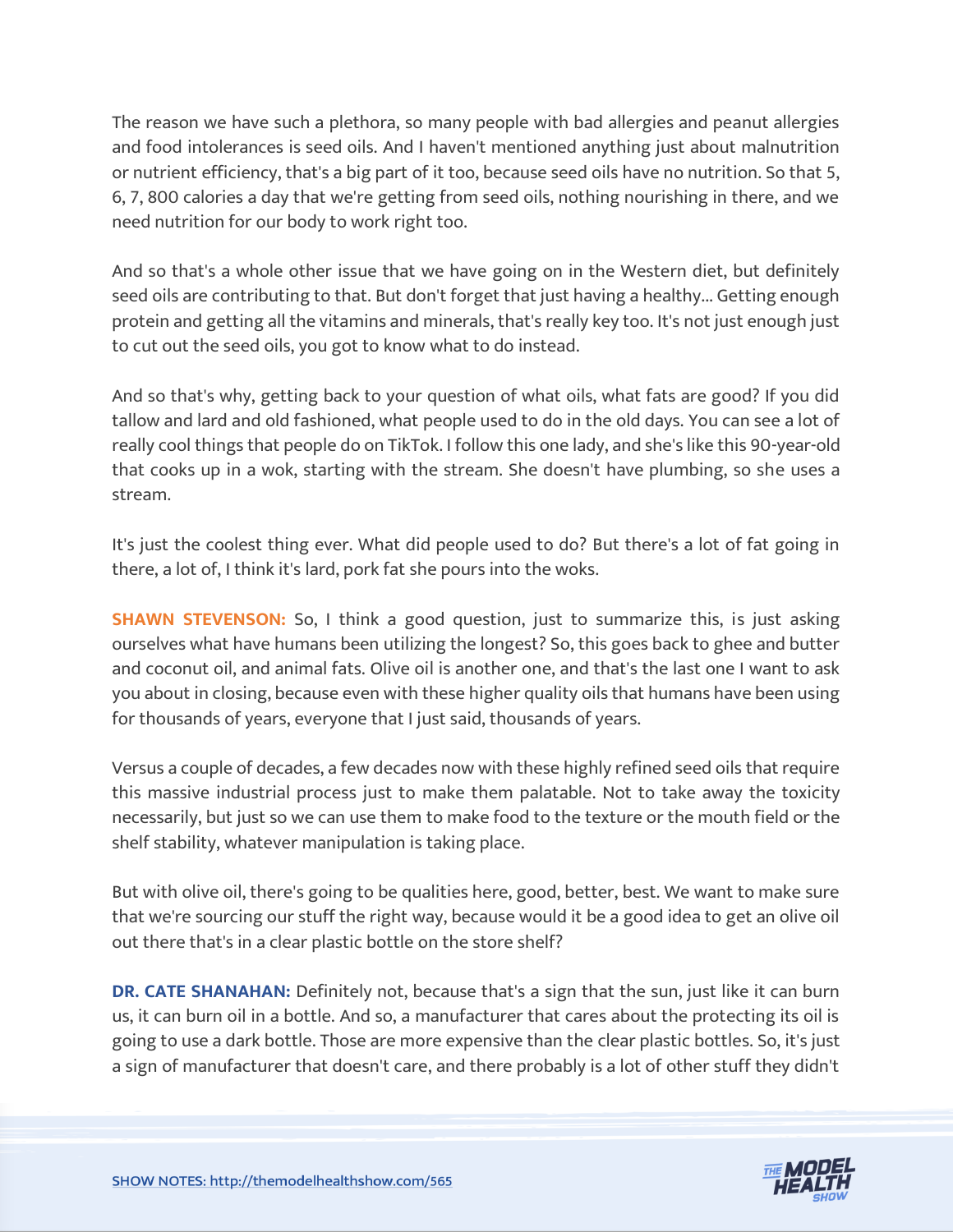The reason we have such a plethora, so many people with bad allergies and peanut allergies and food intolerances is seed oils. And I haven't mentioned anything just about malnutrition or nutrient efficiency, that's a big part of it too, because seed oils have no nutrition. So that 5, 6, 7, 800 calories a day that we're getting from seed oils, nothing nourishing in there, and we need nutrition for our body to work right too.

And so that's a whole other issue that we have going on in the Western diet, but definitely seed oils are contributing to that. But don't forget that just having a healthy... Getting enough protein and getting all the vitamins and minerals, that's really key too. It's not just enough just to cut out the seed oils, you got to know what to do instead.

And so that's why, getting back to your question of what oils, what fats are good? If you did tallow and lard and old fashioned, what people used to do in the old days. You can see a lot of really cool things that people do on TikTok. I follow this one lady, and she's like this 90-year-old that cooks up in a wok, starting with the stream. She doesn't have plumbing, so she uses a stream.

It's just the coolest thing ever. What did people used to do? But there's a lot of fat going in there, a lot of, I think it's lard, pork fat she pours into the woks.

**SHAWN STEVENSON:** So, I think a good question, just to summarize this, is just asking ourselves what have humans been utilizing the longest? So, this goes back to ghee and butter and coconut oil, and animal fats. Olive oil is another one, and that's the last one I want to ask you about in closing, because even with these higher quality oils that humans have been using for thousands of years, everyone that I just said, thousands of years.

Versus a couple of decades, a few decades now with these highly refined seed oils that require this massive industrial process just to make them palatable. Not to take away the toxicity necessarily, but just so we can use them to make food to the texture or the mouth field or the shelf stability, whatever manipulation is taking place.

But with olive oil, there's going to be qualities here, good, better, best. We want to make sure that we're sourcing our stuff the right way, because would it be a good idea to get an olive oil out there that's in a clear plastic bottle on the store shelf?

**DR. CATE SHANAHAN:** Definitely not, because that's a sign that the sun, just like it can burn us, it can burn oil in a bottle. And so, a manufacturer that cares about the protecting its oil is going to use a dark bottle. Those are more expensive than the clear plastic bottles. So, it's just a sign of manufacturer that doesn't care, and there probably is a lot of other stuff they didn't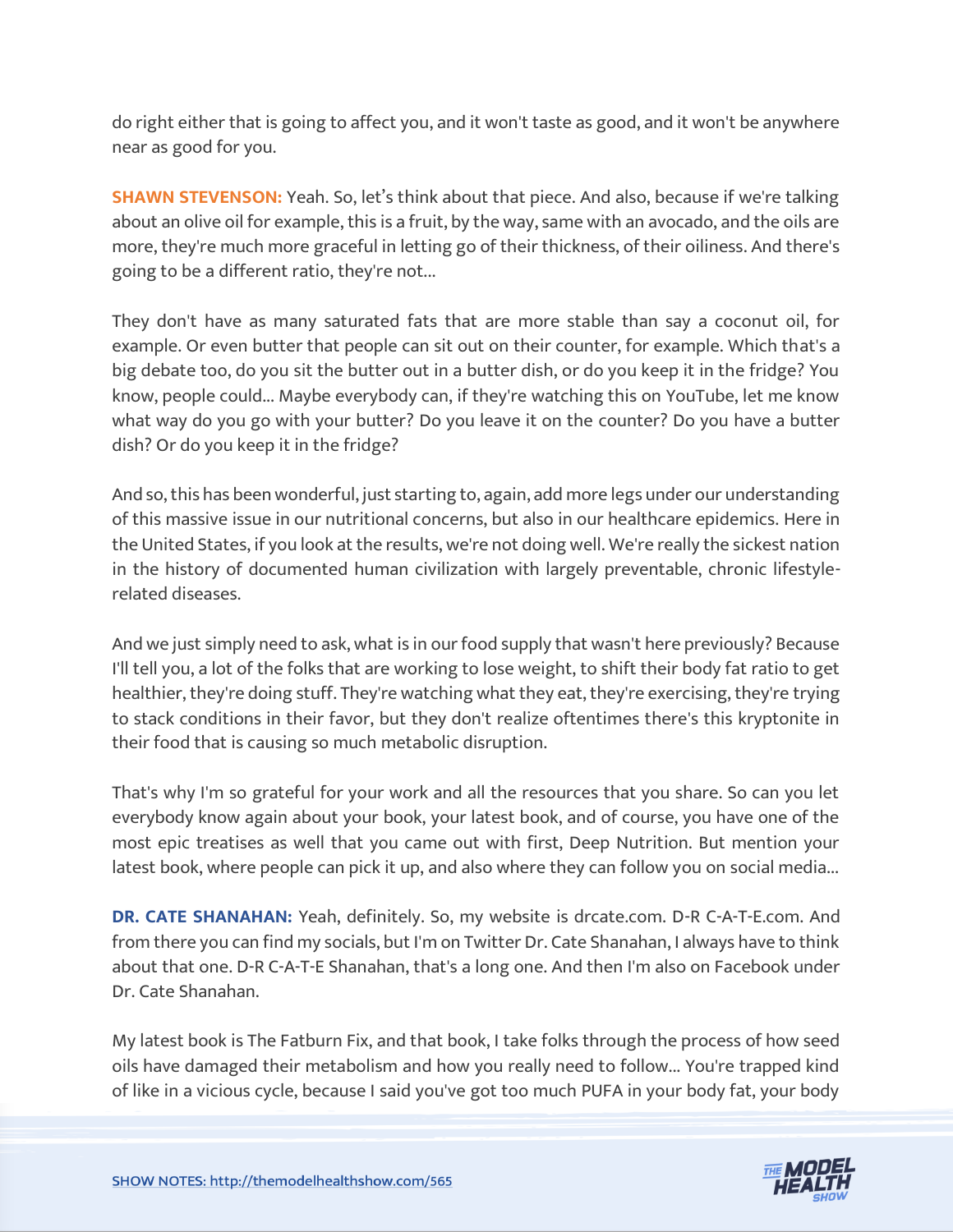do right either that is going to affect you, and it won't taste as good, and it won't be anywhere near as good for you.

**SHAWN STEVENSON:** Yeah. So, let's think about that piece. And also, because if we're talking about an olive oil for example, this is a fruit, by the way, same with an avocado, and the oils are more, they're much more graceful in letting go of their thickness, of their oiliness. And there's going to be a different ratio, they're not...

They don't have as many saturated fats that are more stable than say a coconut oil, for example. Or even butter that people can sit out on their counter, for example. Which that's a big debate too, do you sit the butter out in a butter dish, or do you keep it in the fridge? You know, people could... Maybe everybody can, if they're watching this on YouTube, let me know what way do you go with your butter? Do you leave it on the counter? Do you have a butter dish? Or do you keep it in the fridge?

And so, this has been wonderful, just starting to, again, add more legs under our understanding of this massive issue in our nutritional concerns, but also in our healthcare epidemics. Here in the United States, if you look at the results, we're not doing well. We're really the sickest nation in the history of documented human civilization with largely preventable, chronic lifestyle-related diseases.

And we just simply need to ask, what is in our food supply that wasn't here previously? Because I'll tell you, a lot of the folks that are working to lose weight, to shift their body fat ratio to get healthier, they're doing stuff. They're watching what they eat, they're exercising, they're trying to stack conditions in their favor, but they don't realize oftentimes there's this kryptonite in their food that is causing so much metabolic disruption.

That's why I'm so grateful for your work and all the resources that you share. So can you let everybody know again about your book, your latest book, and of course, you have one of the most epic treatises as well that you came out with first, Deep Nutrition. But mention your latest book, where people can pick it up, and also where they can follow you on social media...

**DR. CATE SHANAHAN:** Yeah, definitely. So, my website is drcate.com. D-R C-A-T-E.com. And from there you can find my socials, but I'm on Twitter Dr. Cate Shanahan, I always have to think about that one. D-R C-A-T-E Shanahan, that's a long one. And then I'm also on Facebook under Dr. Cate Shanahan.

My latest book is The Fatburn Fix, and that book, I take folks through the process of how seed oils have damaged their metabolism and how you really need to follow... You're trapped kind of like in a vicious cycle, because I said you've got too much PUFA in your body fat, your body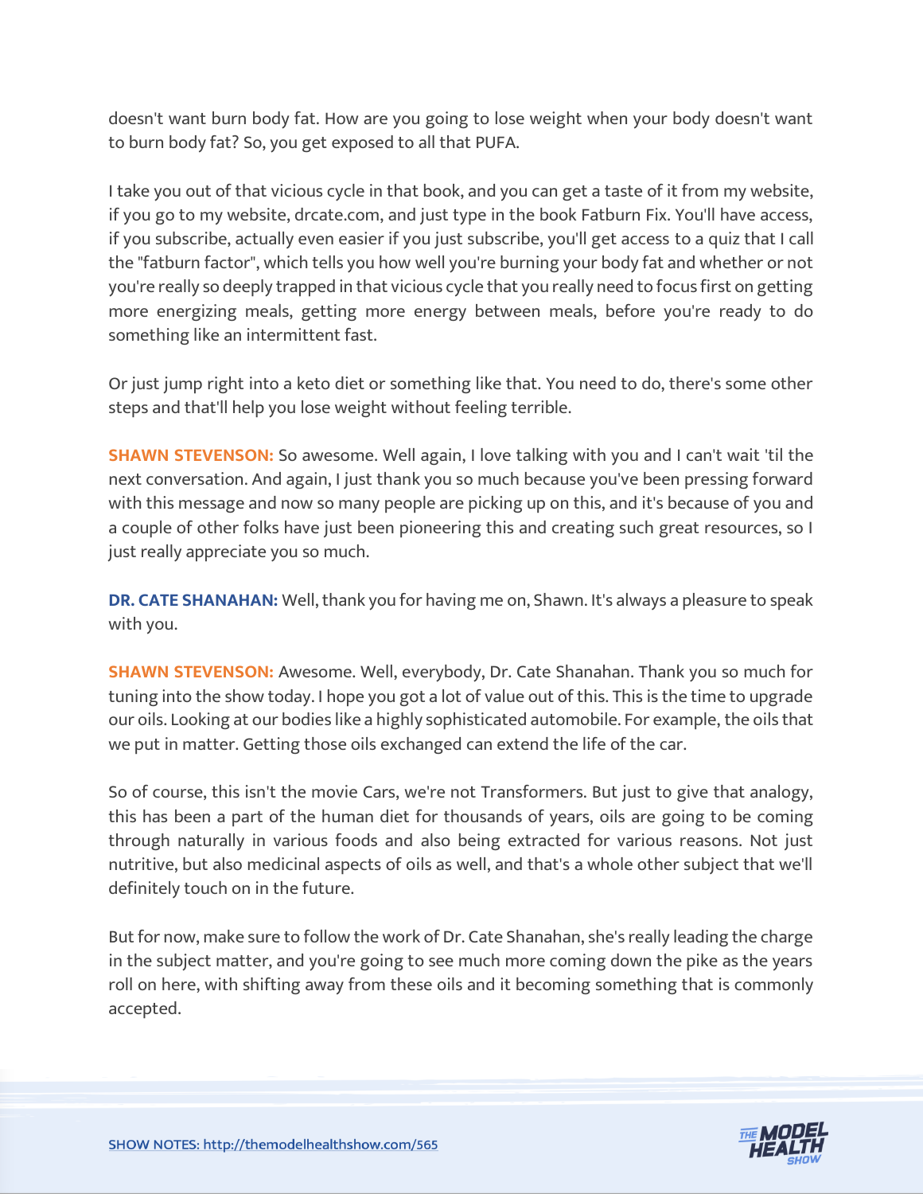doesn't want burn body fat. How are you going to lose weight when your body doesn't want to burn body fat? So, you get exposed to all that PUFA.

I take you out of that vicious cycle in that book, and you can get a taste of it from my website, if you go to my website, drcate.com, and just type in the book Fatburn Fix. You'll have access, if you subscribe, actually even easier if you just subscribe, you'll get access to a quiz that I call the "fatburn factor", which tells you how well you're burning your body fat and whether or not you're really so deeply trapped in that vicious cycle that you really need to focus first on getting more energizing meals, getting more energy between meals, before you're ready to do something like an intermittent fast.

Or just jump right into a keto diet or something like that. You need to do, there's some other steps and that'll help you lose weight without feeling terrible.

**SHAWN STEVENSON:** So awesome. Well again, I love talking with you and I can't wait 'til the next conversation. And again, I just thank you so much because you've been pressing forward with this message and now so many people are picking up on this, and it's because of you and a couple of other folks have just been pioneering this and creating such great resources, so I just really appreciate you so much.

**DR. CATE SHANAHAN:** Well, thank you for having me on, Shawn. It's always a pleasure to speak with you.

**SHAWN STEVENSON:** Awesome. Well, everybody, Dr. Cate Shanahan. Thank you so much for tuning into the show today. I hope you got a lot of value out of this. This is the time to upgrade our oils. Looking at our bodies like a highly sophisticated automobile. For example, the oils that we put in matter. Getting those oils exchanged can extend the life of the car.

So of course, this isn't the movie Cars, we're not Transformers. But just to give that analogy, this has been a part of the human diet for thousands of years, oils are going to be coming through naturally in various foods and also being extracted for various reasons. Not just nutritive, but also medicinal aspects of oils as well, and that's a whole other subject that we'll definitely touch on in the future.

But for now, make sure to follow the work of Dr. Cate Shanahan, she's really leading the charge in the subject matter, and you're going to see much more coming down the pike as the years roll on here, with shifting away from these oils and it becoming something that is commonly accepted.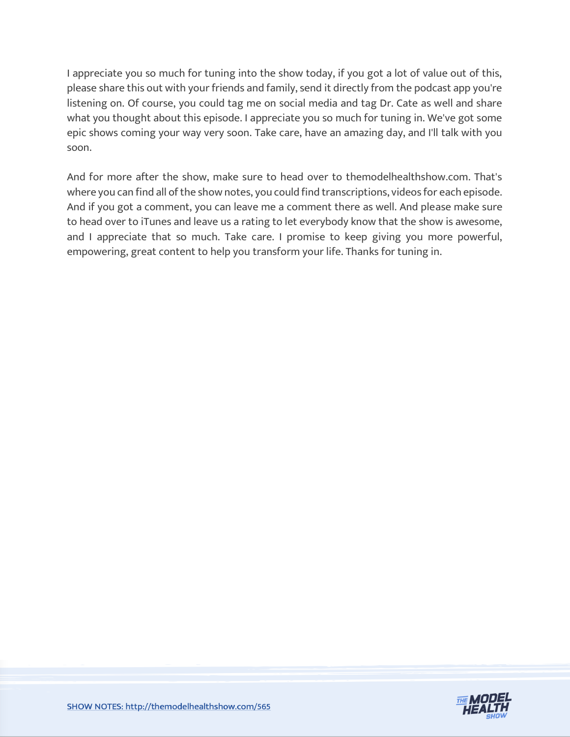I appreciate you so much for tuning into the show today, if you got a lot of value out of this, please share this out with your friends and family, send it directly from the podcast app you're listening on. Of course, you could tag me on social media and tag Dr. Cate as well and share what you thought about this episode. I appreciate you so much for tuning in. We've got some epic shows coming your way very soon. Take care, have an amazing day, and I'll talk with you soon.

And for more after the show, make sure to head over to themodelhealthshow.com. That's where you can find all of the show notes, you could find transcriptions, videos for each episode. And if you got a comment, you can leave me a comment there as well. And please make sure to head over to iTunes and leave us a rating to let everybody know that the show is awesome, and I appreciate that so much. Take care. I promise to keep giving you more powerful, empowering, great content to help you transform your life. Thanks for tuning in.